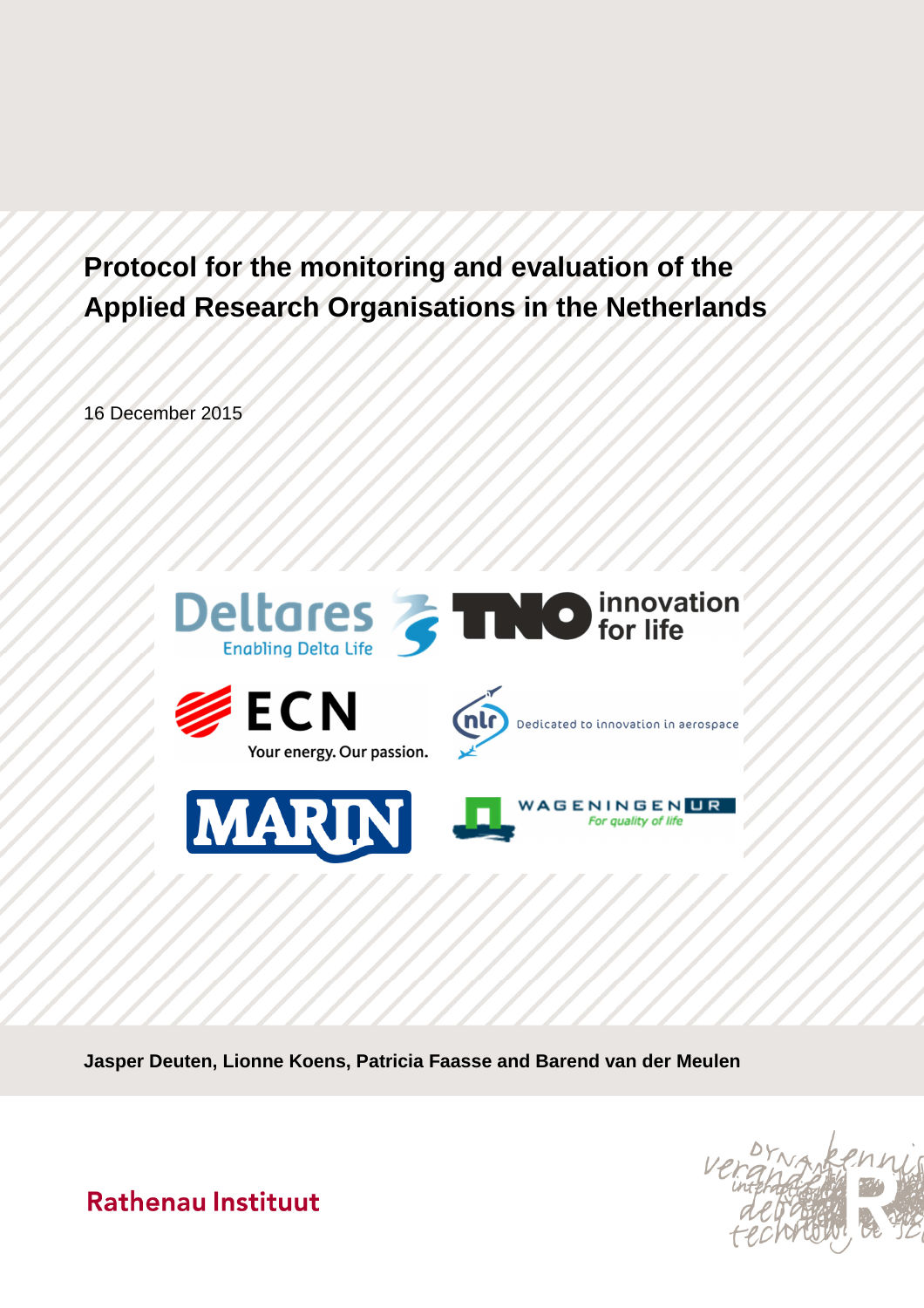# Protocol for the monitoring and evaluation of the Applied Research Organisations in the Netherlands

16 December 2015

Jasper Deuten, Lionne Koens, Patricia Faasse and Barend van der Meulen

Rathenau Instituut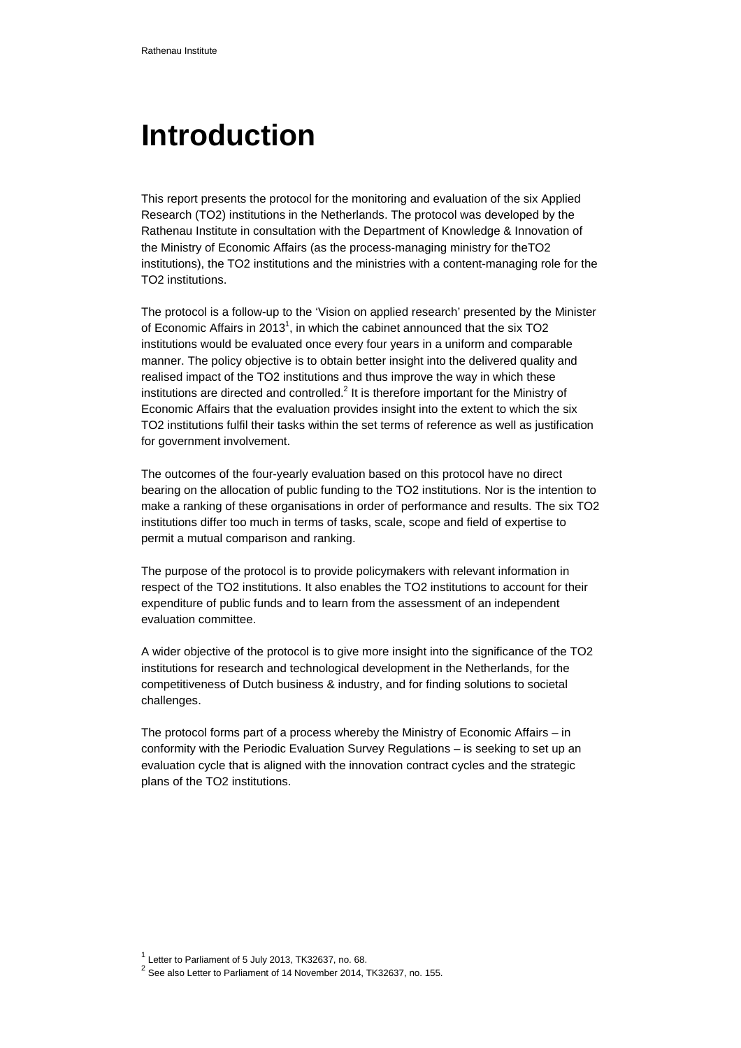# Introduction

This report presents the protocol for the monitoring and evaluation of the six Applied Research (TO2) institutions in the Netherlands. The protocol was developed by the Rathenau Institute in consultation with the Department of Knowledge & Innovation of the Ministry of Economic Affairs (as the process-managing ministry for theTO2 institutions), the TO2 institutions and the ministries with a content-managing role for the TO2 institutions.

The protocol is a follow-up to the 'Vision on applied research' presented by the Minister of Economic Affairs in 2013[1], in which the cabinet announced that the six TO2 institutions would be evaluated once every four years in a uniform and comparable manner. The policy objective is to obtain better insight into the delivered quality and realised impact of the TO2 institutions and thus improve the way in which these institutions are directed and controlled.[2] It is therefore important for the Ministry of Economic Affairs that the evaluation provides insight into the extent to which the six TO2 institutions fulfil their tasks within the set terms of reference as well as justification for government involvement.

The outcomes of the four-yearly evaluation based on this protocol have no direct bearing on the allocation of public funding to the TO2 institutions. Nor is the intention to make a ranking of these organisations in order of performance and results. The six TO2 institutions differ too much in terms of tasks, scale, scope and field of expertise to permit a mutual comparison and ranking.

The purpose of the protocol is to provide policymakers with relevant information in respect of the TO2 institutions. It also enables the TO2 institutions to account for their expenditure of public funds and to learn from the assessment of an independent evaluation committee.

A wider objective of the protocol is to give more insight into the significance of the TO2 institutions for research and technological development in the Netherlands, for the competitiveness of Dutch business & industry, and for finding solutions to societal challenges.

The protocol forms part of a process whereby the Ministry of Economic Affairs – in conformity with the Periodic Evaluation Survey Regulations – is seeking to set up an evaluation cycle that is aligned with the innovation contract cycles and the strategic plans of the TO2 institutions.

[1] Letter to Parliament of 5 July 2013, TK32637, no. 68.
[2] See also Letter to Parliament of 14 November 2014, TK32637, no. 155.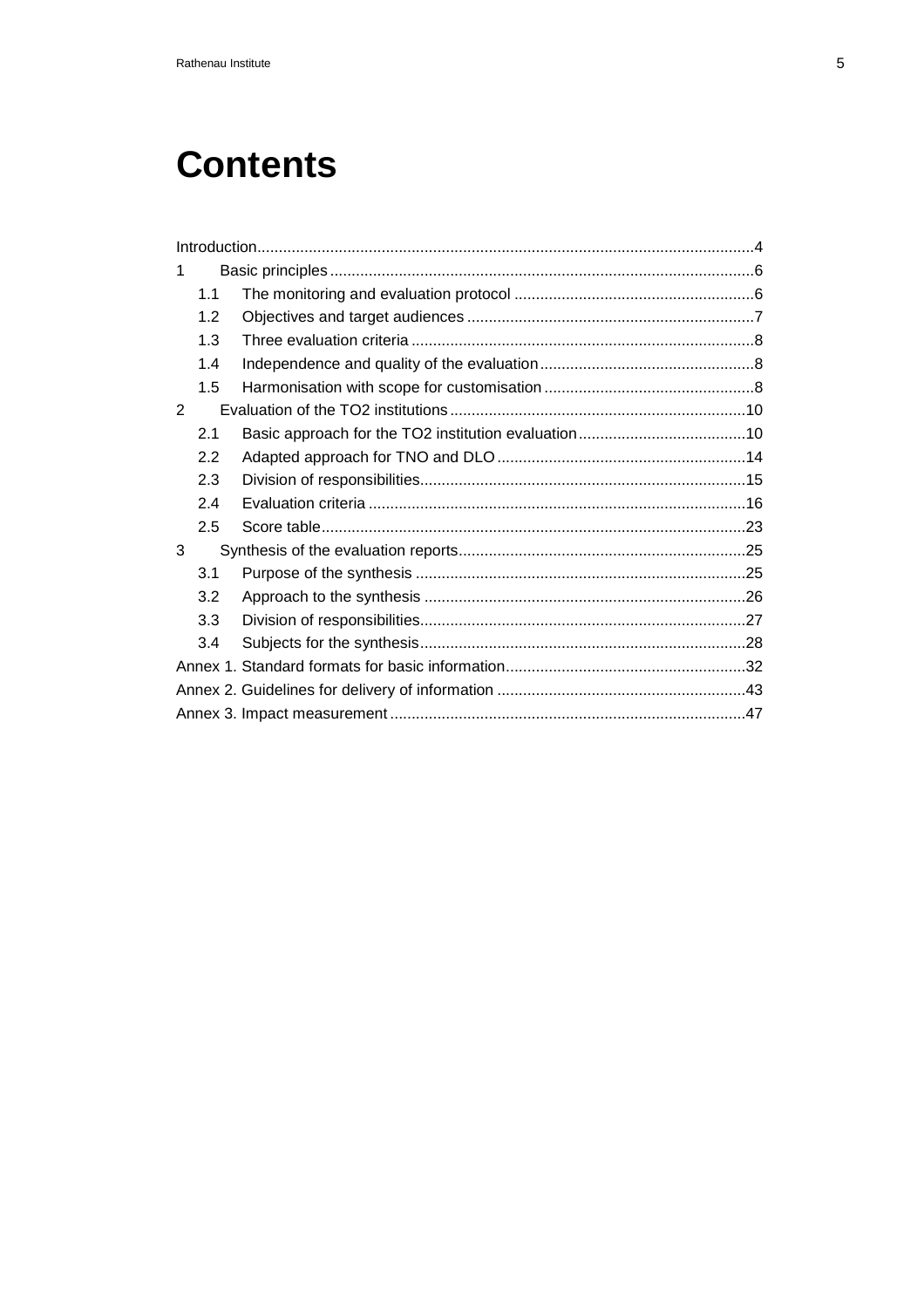# Contents

Introduction....................................................................................................................4

1 Basic principles....................................................................................................6

- 1.1 The monitoring and evaluation protocol .........................................................6
- 1.2 Objectives and target audiences ....................................................................7
- 1.3 Three evaluation criteria .................................................................................8
- 1.4 Independence and quality of the evaluation...................................................8
- 1.5 Harmonisation with scope for customisation ..................................................8

2 Evaluation of the TO2 institutions.....................................................................10

- 2.1 Basic approach for the TO2 institution evaluation........................................10
- 2.2 Adapted approach for TNO and DLO ...........................................................14
- 2.3 Division of responsibilities.............................................................................15
- 2.4 Evaluation criteria ........................................................................................16
- 2.5 Score table...................................................................................................23

3 Synthesis of the evaluation reports...................................................................25

- 3.1 Purpose of the synthesis .............................................................................25
- 3.2 Approach to the synthesis ...........................................................................26
- 3.3 Division of responsibilities............................................................................27
- 3.4 Subjects for the synthesis............................................................................28

Annex 1. Standard formats for basic information........................................................32

Annex 2. Guidelines for delivery of information ..........................................................43

Annex 3. Impact measurement ...................................................................................47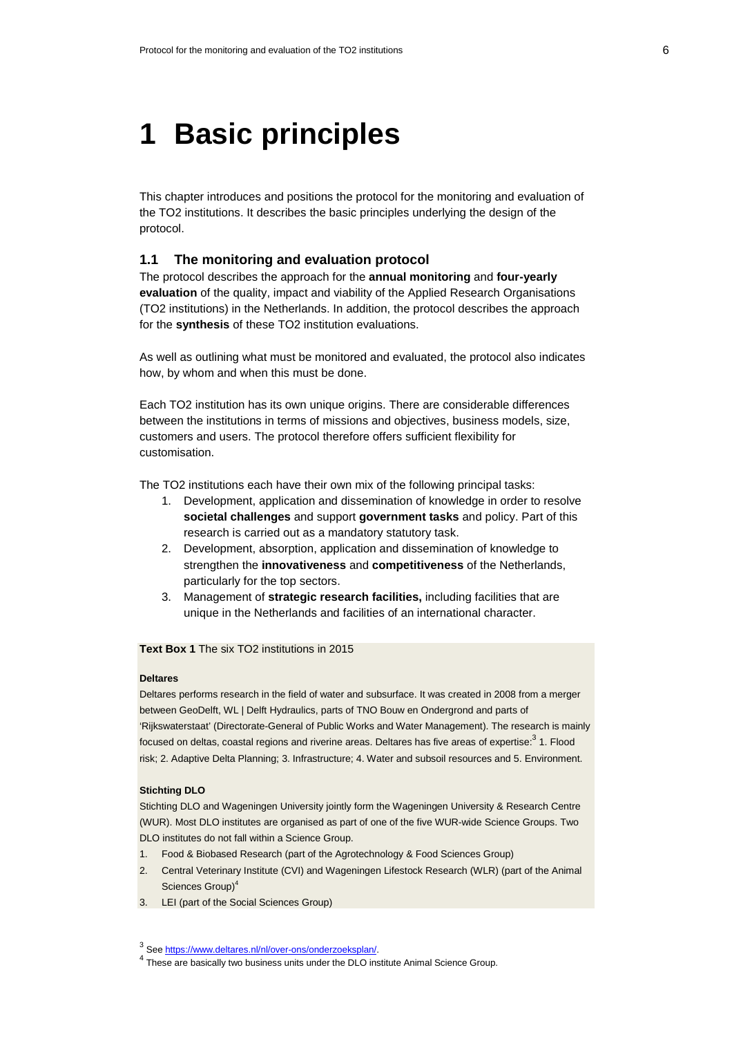# 1 Basic principles

This chapter introduces and positions the protocol for the monitoring and evaluation of the TO2 institutions. It describes the basic principles underlying the design of the protocol.

## 1.1 The monitoring and evaluation protocol

The protocol describes the approach for the **annual monitoring** and **four-yearly evaluation** of the quality, impact and viability of the Applied Research Organisations (TO2 institutions) in the Netherlands. In addition, the protocol describes the approach for the **synthesis** of these TO2 institution evaluations.

As well as outlining what must be monitored and evaluated, the protocol also indicates how, by whom and when this must be done.

Each TO2 institution has its own unique origins. There are considerable differences between the institutions in terms of missions and objectives, business models, size, customers and users. The protocol therefore offers sufficient flexibility for customisation.

The TO2 institutions each have their own mix of the following principal tasks:

1. Development, application and dissemination of knowledge in order to resolve **societal challenges** and support **government tasks** and policy. Part of this research is carried out as a mandatory statutory task.
2. Development, absorption, application and dissemination of knowledge to strengthen the **innovativeness** and **competitiveness** of the Netherlands, particularly for the top sectors.
3. Management of **strategic research facilities,** including facilities that are unique in the Netherlands and facilities of an international character.

**Text Box 1** The six TO2 institutions in 2015

**Deltares**

Deltares performs research in the field of water and subsurface. It was created in 2008 from a merger between GeoDelft, WL | Delft Hydraulics, parts of TNO Bouw en Ondergrond and parts of 'Rijkswaterstaat' (Directorate-General of Public Works and Water Management). The research is mainly focused on deltas, coastal regions and riverine areas. Deltares has five areas of expertise:[3] 1. Flood risk; 2. Adaptive Delta Planning; 3. Infrastructure; 4. Water and subsoil resources and 5. Environment.

**Stichting DLO**

Stichting DLO and Wageningen University jointly form the Wageningen University & Research Centre (WUR). Most DLO institutes are organised as part of one of the five WUR-wide Science Groups. Two DLO institutes do not fall within a Science Group.

1. Food & Biobased Research (part of the Agrotechnology & Food Sciences Group)
2. Central Veterinary Institute (CVI) and Wageningen Lifestock Research (WLR) (part of the Animal Sciences Group)[4]
3. LEI (part of the Social Sciences Group)

[3] See https://www.deltares.nl/nl/over-ons/onderzoeksplan/.

[4] These are basically two business units under the DLO institute Animal Science Group.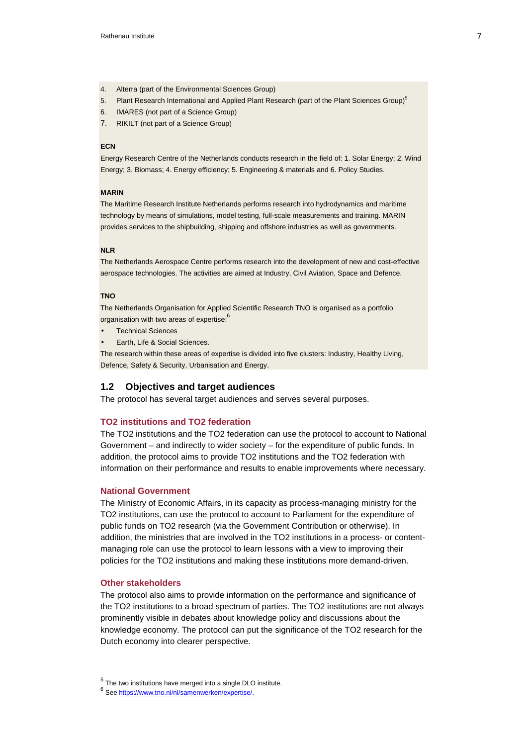4. Alterra (part of the Environmental Sciences Group)
5. Plant Research International and Applied Plant Research (part of the Plant Sciences Group)[5]
6. IMARES (not part of a Science Group)
7. RIKILT (not part of a Science Group)

**ECN**

Energy Research Centre of the Netherlands conducts research in the field of: 1. Solar Energy; 2. Wind Energy; 3. Biomass; 4. Energy efficiency; 5. Engineering & materials and 6. Policy Studies.

**MARIN**

The Maritime Research Institute Netherlands performs research into hydrodynamics and maritime technology by means of simulations, model testing, full-scale measurements and training. MARIN provides services to the shipbuilding, shipping and offshore industries as well as governments.

**NLR**

The Netherlands Aerospace Centre performs research into the development of new and cost-effective aerospace technologies. The activities are aimed at Industry, Civil Aviation, Space and Defence.

**TNO**

The Netherlands Organisation for Applied Scientific Research TNO is organised as a portfolio organisation with two areas of expertise:[6]

- Technical Sciences
- Earth, Life & Social Sciences.

The research within these areas of expertise is divided into five clusters: Industry, Healthy Living, Defence, Safety & Security, Urbanisation and Energy.

## 1.2 Objectives and target audiences

The protocol has several target audiences and serves several purposes.

### TO2 institutions and TO2 federation

The TO2 institutions and the TO2 federation can use the protocol to account to National Government – and indirectly to wider society – for the expenditure of public funds. In addition, the protocol aims to provide TO2 institutions and the TO2 federation with information on their performance and results to enable improvements where necessary.

### National Government

The Ministry of Economic Affairs, in its capacity as process-managing ministry for the TO2 institutions, can use the protocol to account to Parliament for the expenditure of public funds on TO2 research (via the Government Contribution or otherwise). In addition, the ministries that are involved in the TO2 institutions in a process- or content-managing role can use the protocol to learn lessons with a view to improving their policies for the TO2 institutions and making these institutions more demand-driven.

### Other stakeholders

The protocol also aims to provide information on the performance and significance of the TO2 institutions to a broad spectrum of parties. The TO2 institutions are not always prominently visible in debates about knowledge policy and discussions about the knowledge economy. The protocol can put the significance of the TO2 research for the Dutch economy into clearer perspective.

[5] The two institutions have merged into a single DLO institute.

[6] See https://www.tno.nl/nl/samenwerken/expertise/.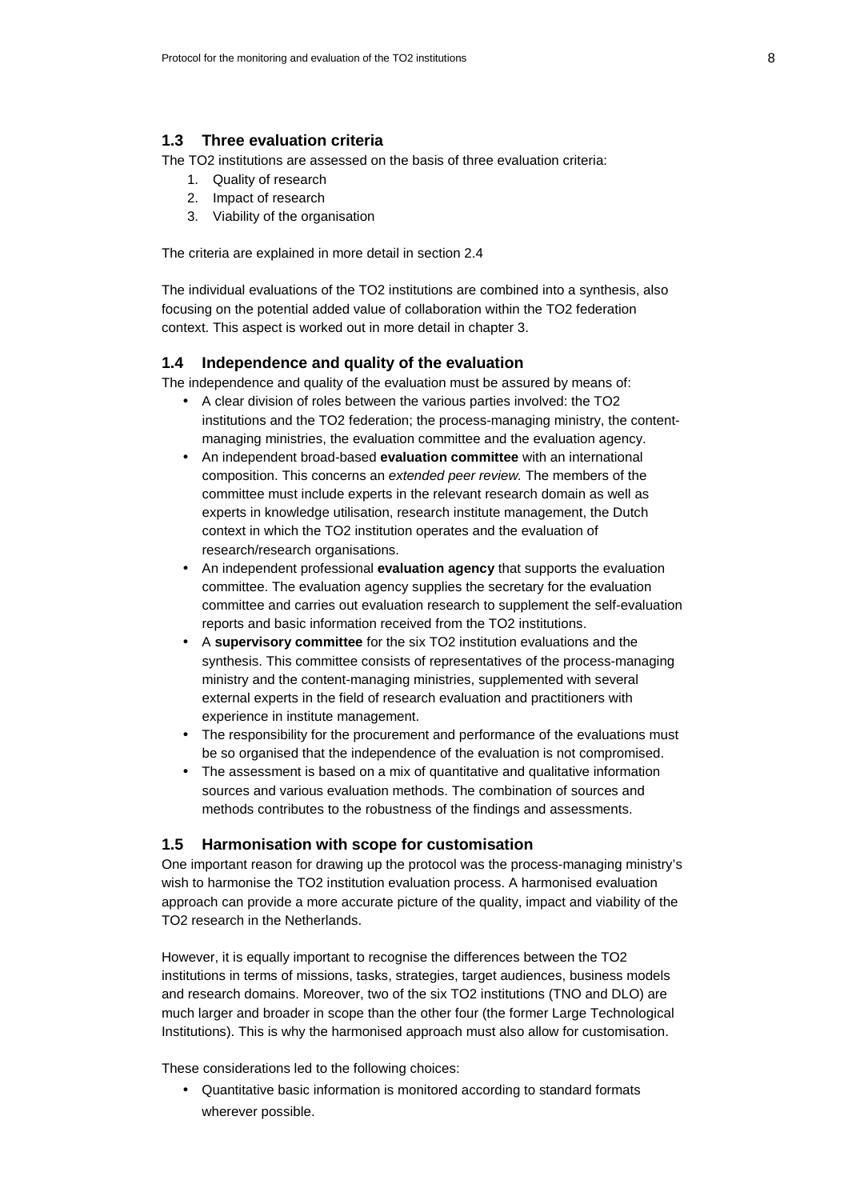## 1.3 Three evaluation criteria

The TO2 institutions are assessed on the basis of three evaluation criteria:

1. Quality of research
2. Impact of research
3. Viability of the organisation

The criteria are explained in more detail in section 2.4

The individual evaluations of the TO2 institutions are combined into a synthesis, also focusing on the potential added value of collaboration within the TO2 federation context. This aspect is worked out in more detail in chapter 3.

## 1.4 Independence and quality of the evaluation

The independence and quality of the evaluation must be assured by means of:

- A clear division of roles between the various parties involved: the TO2 institutions and the TO2 federation; the process-managing ministry, the content-managing ministries, the evaluation committee and the evaluation agency.
- An independent broad-based **evaluation committee** with an international composition. This concerns an *extended peer review.* The members of the committee must include experts in the relevant research domain as well as experts in knowledge utilisation, research institute management, the Dutch context in which the TO2 institution operates and the evaluation of research/research organisations.
- An independent professional **evaluation agency** that supports the evaluation committee. The evaluation agency supplies the secretary for the evaluation committee and carries out evaluation research to supplement the self-evaluation reports and basic information received from the TO2 institutions.
- A **supervisory committee** for the six TO2 institution evaluations and the synthesis. This committee consists of representatives of the process-managing ministry and the content-managing ministries, supplemented with several external experts in the field of research evaluation and practitioners with experience in institute management.
- The responsibility for the procurement and performance of the evaluations must be so organised that the independence of the evaluation is not compromised.
- The assessment is based on a mix of quantitative and qualitative information sources and various evaluation methods. The combination of sources and methods contributes to the robustness of the findings and assessments.

## 1.5 Harmonisation with scope for customisation

One important reason for drawing up the protocol was the process-managing ministry's wish to harmonise the TO2 institution evaluation process. A harmonised evaluation approach can provide a more accurate picture of the quality, impact and viability of the TO2 research in the Netherlands.

However, it is equally important to recognise the differences between the TO2 institutions in terms of missions, tasks, strategies, target audiences, business models and research domains. Moreover, two of the six TO2 institutions (TNO and DLO) are much larger and broader in scope than the other four (the former Large Technological Institutions). This is why the harmonised approach must also allow for customisation.

These considerations led to the following choices:

- Quantitative basic information is monitored according to standard formats wherever possible.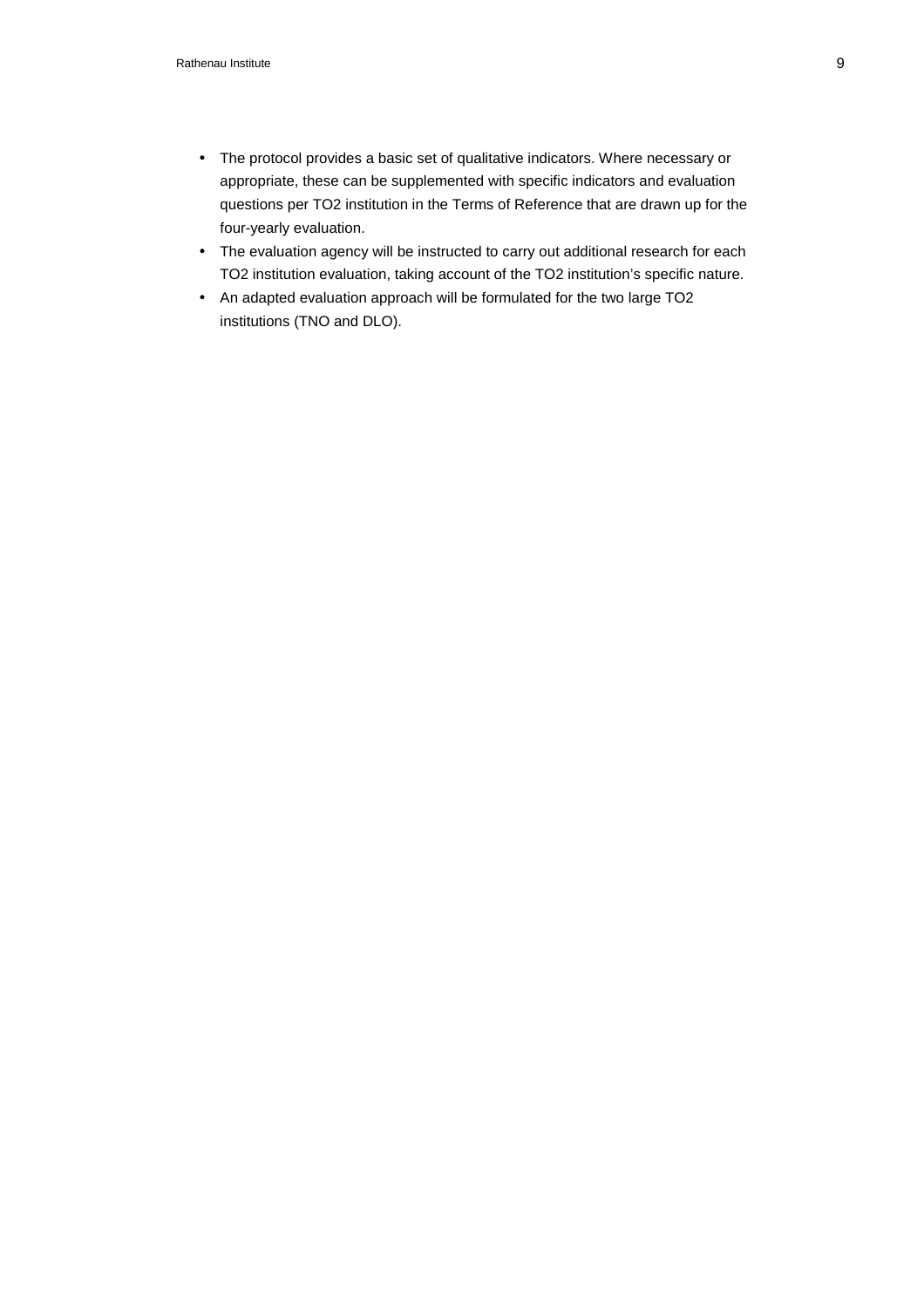- The protocol provides a basic set of qualitative indicators. Where necessary or appropriate, these can be supplemented with specific indicators and evaluation questions per TO2 institution in the Terms of Reference that are drawn up for the four-yearly evaluation.
- The evaluation agency will be instructed to carry out additional research for each TO2 institution evaluation, taking account of the TO2 institution's specific nature.
- An adapted evaluation approach will be formulated for the two large TO2 institutions (TNO and DLO).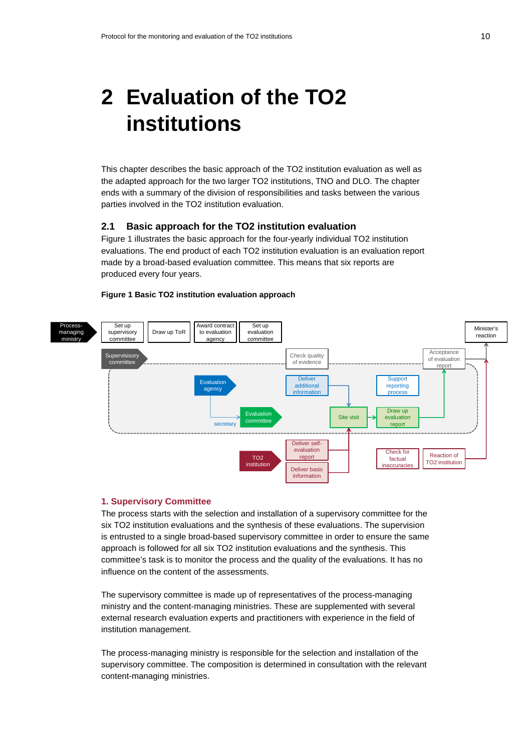# 2 Evaluation of the TO2 institutions

This chapter describes the basic approach of the TO2 institution evaluation as well as the adapted approach for the two larger TO2 institutions, TNO and DLO. The chapter ends with a summary of the division of responsibilities and tasks between the various parties involved in the TO2 institution evaluation.

## 2.1 Basic approach for the TO2 institution evaluation

Figure 1 illustrates the basic approach for the four-yearly individual TO2 institution evaluations. The end product of each TO2 institution evaluation is an evaluation report made by a broad-based evaluation committee. This means that six reports are produced every four years.

**Figure 1 Basic TO2 institution evaluation approach**

### 1. Supervisory Committee

The process starts with the selection and installation of a supervisory committee for the six TO2 institution evaluations and the synthesis of these evaluations. The supervision is entrusted to a single broad-based supervisory committee in order to ensure the same approach is followed for all six TO2 institution evaluations and the synthesis. This committee's task is to monitor the process and the quality of the evaluations. It has no influence on the content of the assessments.

The supervisory committee is made up of representatives of the process-managing ministry and the content-managing ministries. These are supplemented with several external research evaluation experts and practitioners with experience in the field of institution management.

The process-managing ministry is responsible for the selection and installation of the supervisory committee. The composition is determined in consultation with the relevant content-managing ministries.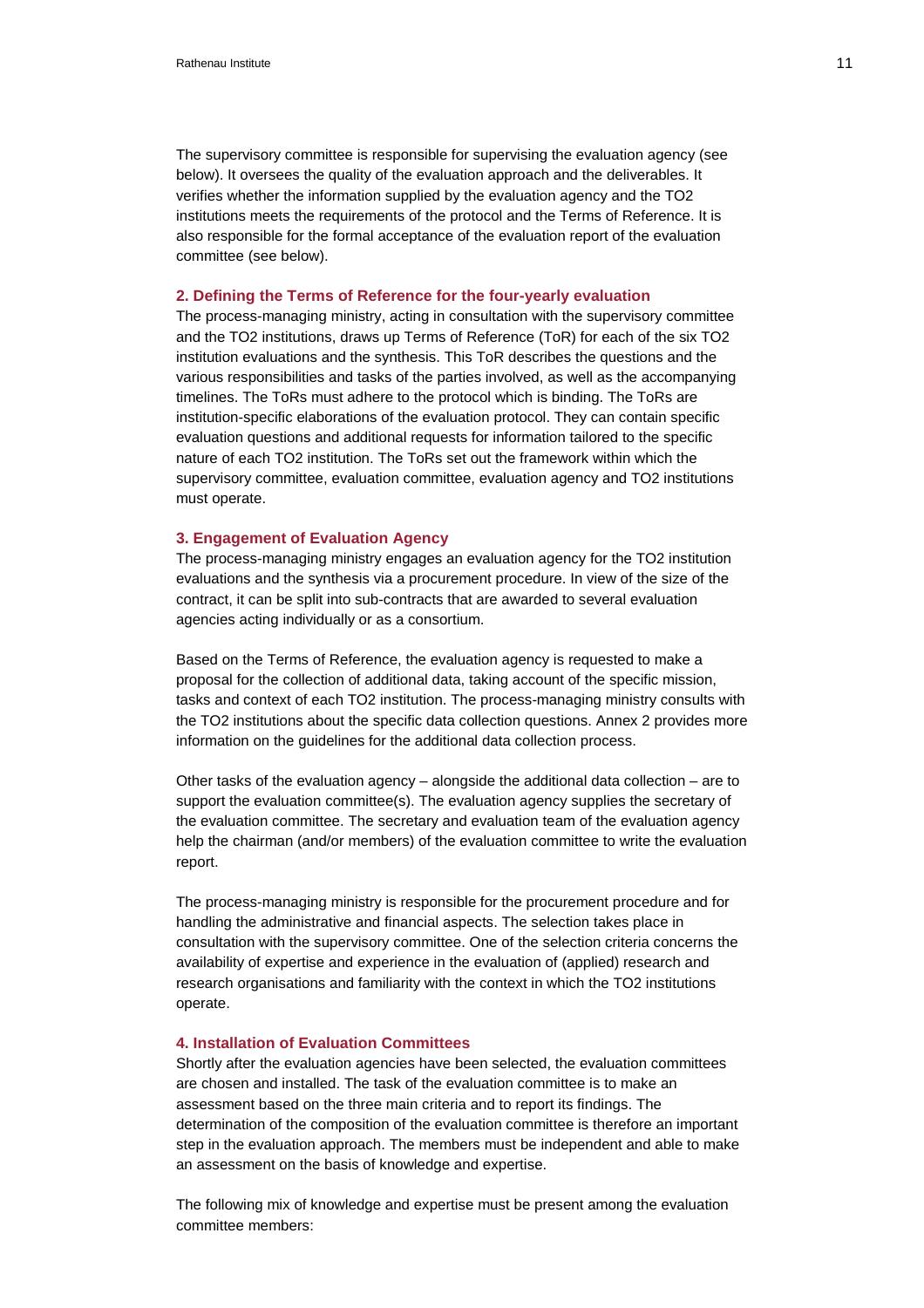The supervisory committee is responsible for supervising the evaluation agency (see below). It oversees the quality of the evaluation approach and the deliverables. It verifies whether the information supplied by the evaluation agency and the TO2 institutions meets the requirements of the protocol and the Terms of Reference. It is also responsible for the formal acceptance of the evaluation report of the evaluation committee (see below).

### 2. Defining the Terms of Reference for the four-yearly evaluation

The process-managing ministry, acting in consultation with the supervisory committee and the TO2 institutions, draws up Terms of Reference (ToR) for each of the six TO2 institution evaluations and the synthesis. This ToR describes the questions and the various responsibilities and tasks of the parties involved, as well as the accompanying timelines. The ToRs must adhere to the protocol which is binding. The ToRs are institution-specific elaborations of the evaluation protocol. They can contain specific evaluation questions and additional requests for information tailored to the specific nature of each TO2 institution. The ToRs set out the framework within which the supervisory committee, evaluation committee, evaluation agency and TO2 institutions must operate.

### 3. Engagement of Evaluation Agency

The process-managing ministry engages an evaluation agency for the TO2 institution evaluations and the synthesis via a procurement procedure. In view of the size of the contract, it can be split into sub-contracts that are awarded to several evaluation agencies acting individually or as a consortium.

Based on the Terms of Reference, the evaluation agency is requested to make a proposal for the collection of additional data, taking account of the specific mission, tasks and context of each TO2 institution. The process-managing ministry consults with the TO2 institutions about the specific data collection questions. Annex 2 provides more information on the guidelines for the additional data collection process.

Other tasks of the evaluation agency – alongside the additional data collection – are to support the evaluation committee(s). The evaluation agency supplies the secretary of the evaluation committee. The secretary and evaluation team of the evaluation agency help the chairman (and/or members) of the evaluation committee to write the evaluation report.

The process-managing ministry is responsible for the procurement procedure and for handling the administrative and financial aspects. The selection takes place in consultation with the supervisory committee. One of the selection criteria concerns the availability of expertise and experience in the evaluation of (applied) research and research organisations and familiarity with the context in which the TO2 institutions operate.

### 4. Installation of Evaluation Committees

Shortly after the evaluation agencies have been selected, the evaluation committees are chosen and installed. The task of the evaluation committee is to make an assessment based on the three main criteria and to report its findings. The determination of the composition of the evaluation committee is therefore an important step in the evaluation approach. The members must be independent and able to make an assessment on the basis of knowledge and expertise.

The following mix of knowledge and expertise must be present among the evaluation committee members: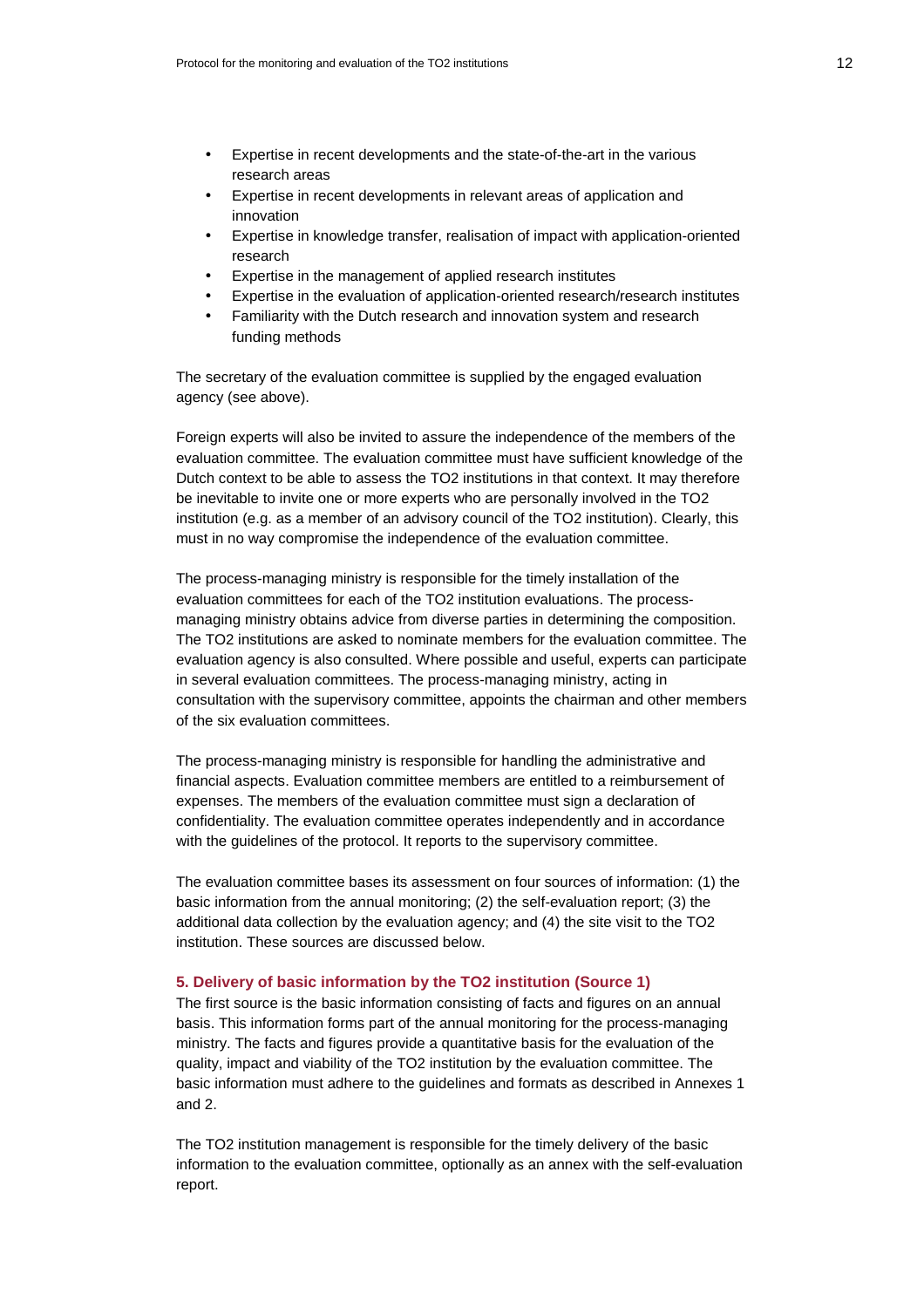- Expertise in recent developments and the state-of-the-art in the various research areas
- Expertise in recent developments in relevant areas of application and innovation
- Expertise in knowledge transfer, realisation of impact with application-oriented research
- Expertise in the management of applied research institutes
- Expertise in the evaluation of application-oriented research/research institutes
- Familiarity with the Dutch research and innovation system and research funding methods

The secretary of the evaluation committee is supplied by the engaged evaluation agency (see above).

Foreign experts will also be invited to assure the independence of the members of the evaluation committee. The evaluation committee must have sufficient knowledge of the Dutch context to be able to assess the TO2 institutions in that context. It may therefore be inevitable to invite one or more experts who are personally involved in the TO2 institution (e.g. as a member of an advisory council of the TO2 institution). Clearly, this must in no way compromise the independence of the evaluation committee.

The process-managing ministry is responsible for the timely installation of the evaluation committees for each of the TO2 institution evaluations. The process-managing ministry obtains advice from diverse parties in determining the composition. The TO2 institutions are asked to nominate members for the evaluation committee. The evaluation agency is also consulted. Where possible and useful, experts can participate in several evaluation committees. The process-managing ministry, acting in consultation with the supervisory committee, appoints the chairman and other members of the six evaluation committees.

The process-managing ministry is responsible for handling the administrative and financial aspects. Evaluation committee members are entitled to a reimbursement of expenses. The members of the evaluation committee must sign a declaration of confidentiality. The evaluation committee operates independently and in accordance with the guidelines of the protocol. It reports to the supervisory committee.

The evaluation committee bases its assessment on four sources of information: (1) the basic information from the annual monitoring; (2) the self-evaluation report; (3) the additional data collection by the evaluation agency; and (4) the site visit to the TO2 institution. These sources are discussed below.

### 5. Delivery of basic information by the TO2 institution (Source 1)

The first source is the basic information consisting of facts and figures on an annual basis. This information forms part of the annual monitoring for the process-managing ministry. The facts and figures provide a quantitative basis for the evaluation of the quality, impact and viability of the TO2 institution by the evaluation committee. The basic information must adhere to the guidelines and formats as described in Annexes 1 and 2.

The TO2 institution management is responsible for the timely delivery of the basic information to the evaluation committee, optionally as an annex with the self-evaluation report.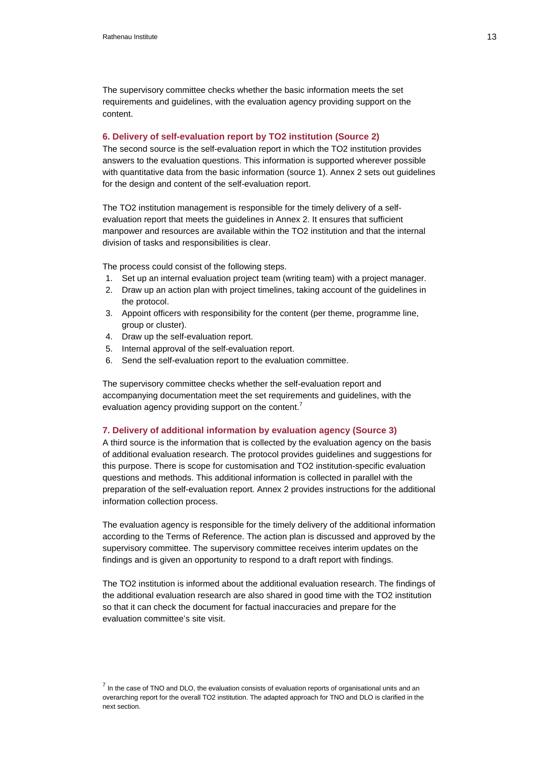The supervisory committee checks whether the basic information meets the set requirements and guidelines, with the evaluation agency providing support on the content.

#### 6. Delivery of self-evaluation report by TO2 institution (Source 2)

The second source is the self-evaluation report in which the TO2 institution provides answers to the evaluation questions. This information is supported wherever possible with quantitative data from the basic information (source 1). Annex 2 sets out guidelines for the design and content of the self-evaluation report.

The TO2 institution management is responsible for the timely delivery of a self-evaluation report that meets the guidelines in Annex 2. It ensures that sufficient manpower and resources are available within the TO2 institution and that the internal division of tasks and responsibilities is clear.

The process could consist of the following steps.

1. Set up an internal evaluation project team (writing team) with a project manager.
2. Draw up an action plan with project timelines, taking account of the guidelines in the protocol.
3. Appoint officers with responsibility for the content (per theme, programme line, group or cluster).
4. Draw up the self-evaluation report.
5. Internal approval of the self-evaluation report.
6. Send the self-evaluation report to the evaluation committee.

The supervisory committee checks whether the self-evaluation report and accompanying documentation meet the set requirements and guidelines, with the evaluation agency providing support on the content.[7]

#### 7. Delivery of additional information by evaluation agency (Source 3)

A third source is the information that is collected by the evaluation agency on the basis of additional evaluation research. The protocol provides guidelines and suggestions for this purpose. There is scope for customisation and TO2 institution-specific evaluation questions and methods. This additional information is collected in parallel with the preparation of the self-evaluation report. Annex 2 provides instructions for the additional information collection process.

The evaluation agency is responsible for the timely delivery of the additional information according to the Terms of Reference. The action plan is discussed and approved by the supervisory committee. The supervisory committee receives interim updates on the findings and is given an opportunity to respond to a draft report with findings.

The TO2 institution is informed about the additional evaluation research. The findings of the additional evaluation research are also shared in good time with the TO2 institution so that it can check the document for factual inaccuracies and prepare for the evaluation committee's site visit.

[7] In the case of TNO and DLO, the evaluation consists of evaluation reports of organisational units and an overarching report for the overall TO2 institution. The adapted approach for TNO and DLO is clarified in the next section.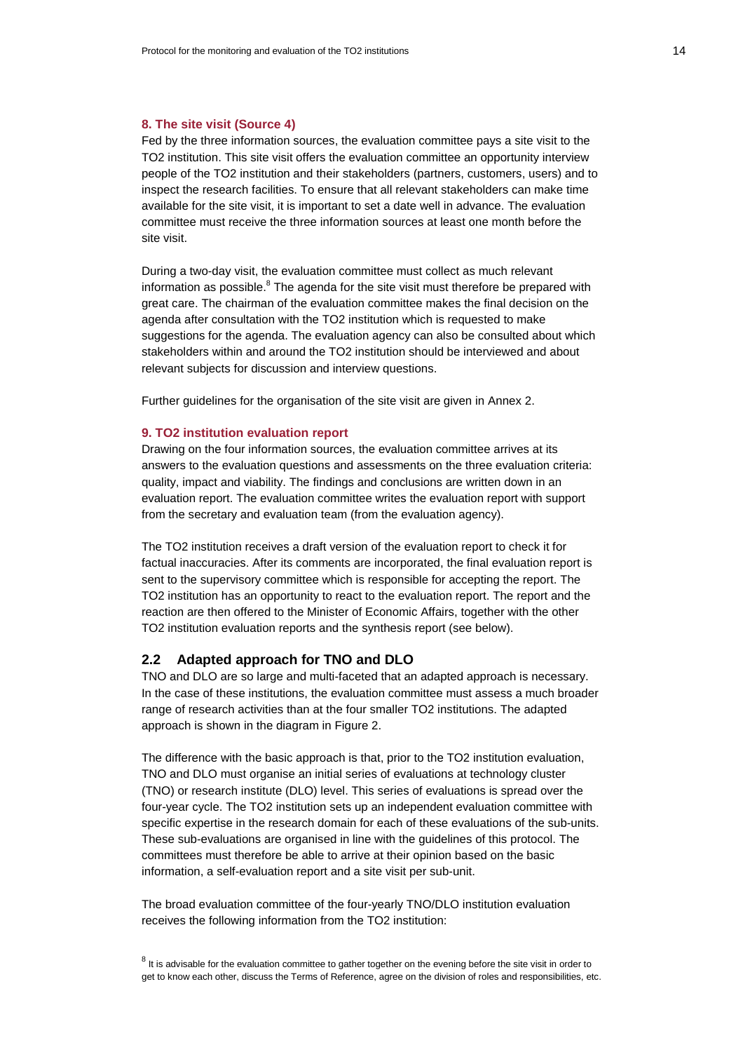### 8. The site visit (Source 4)

Fed by the three information sources, the evaluation committee pays a site visit to the TO2 institution. This site visit offers the evaluation committee an opportunity interview people of the TO2 institution and their stakeholders (partners, customers, users) and to inspect the research facilities. To ensure that all relevant stakeholders can make time available for the site visit, it is important to set a date well in advance. The evaluation committee must receive the three information sources at least one month before the site visit.

During a two-day visit, the evaluation committee must collect as much relevant information as possible.[8] The agenda for the site visit must therefore be prepared with great care. The chairman of the evaluation committee makes the final decision on the agenda after consultation with the TO2 institution which is requested to make suggestions for the agenda. The evaluation agency can also be consulted about which stakeholders within and around the TO2 institution should be interviewed and about relevant subjects for discussion and interview questions.

Further guidelines for the organisation of the site visit are given in Annex 2.

### 9. TO2 institution evaluation report

Drawing on the four information sources, the evaluation committee arrives at its answers to the evaluation questions and assessments on the three evaluation criteria: quality, impact and viability. The findings and conclusions are written down in an evaluation report. The evaluation committee writes the evaluation report with support from the secretary and evaluation team (from the evaluation agency).

The TO2 institution receives a draft version of the evaluation report to check it for factual inaccuracies. After its comments are incorporated, the final evaluation report is sent to the supervisory committee which is responsible for accepting the report. The TO2 institution has an opportunity to react to the evaluation report. The report and the reaction are then offered to the Minister of Economic Affairs, together with the other TO2 institution evaluation reports and the synthesis report (see below).

## 2.2 Adapted approach for TNO and DLO

TNO and DLO are so large and multi-faceted that an adapted approach is necessary. In the case of these institutions, the evaluation committee must assess a much broader range of research activities than at the four smaller TO2 institutions. The adapted approach is shown in the diagram in Figure 2.

The difference with the basic approach is that, prior to the TO2 institution evaluation, TNO and DLO must organise an initial series of evaluations at technology cluster (TNO) or research institute (DLO) level. This series of evaluations is spread over the four-year cycle. The TO2 institution sets up an independent evaluation committee with specific expertise in the research domain for each of these evaluations of the sub-units. These sub-evaluations are organised in line with the guidelines of this protocol. The committees must therefore be able to arrive at their opinion based on the basic information, a self-evaluation report and a site visit per sub-unit.

The broad evaluation committee of the four-yearly TNO/DLO institution evaluation receives the following information from the TO2 institution:

[8] It is advisable for the evaluation committee to gather together on the evening before the site visit in order to get to know each other, discuss the Terms of Reference, agree on the division of roles and responsibilities, etc.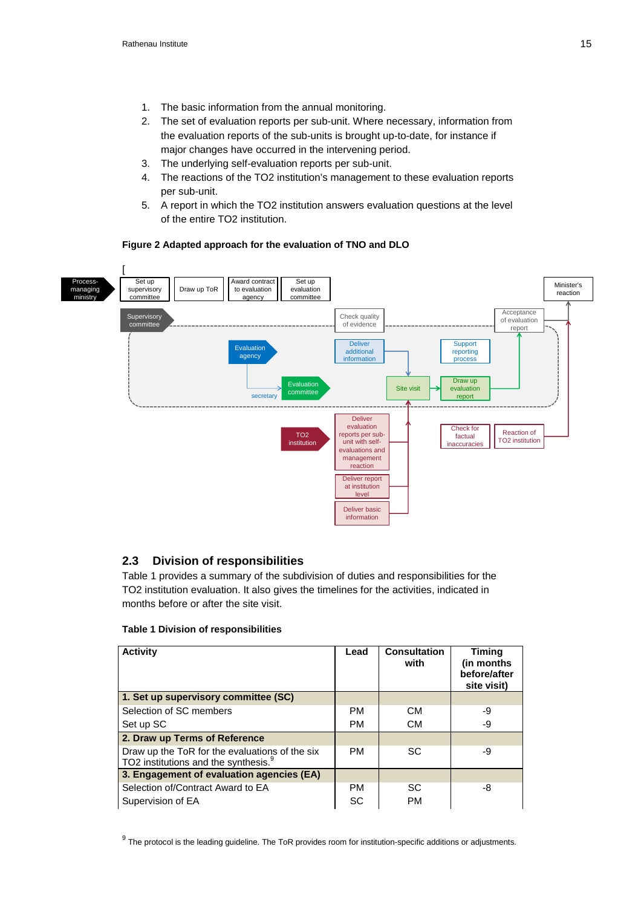1. The basic information from the annual monitoring.
2. The set of evaluation reports per sub-unit. Where necessary, information from the evaluation reports of the sub-units is brought up-to-date, for instance if major changes have occurred in the intervening period.
3. The underlying self-evaluation reports per sub-unit.
4. The reactions of the TO2 institution's management to these evaluation reports per sub-unit.
5. A report in which the TO2 institution answers evaluation questions at the level of the entire TO2 institution.

**Figure 2 Adapted approach for the evaluation of TNO and DLO**

[

Process-managing ministry | Set up supervisory committee | Draw up ToR | Award contract to evaluation agency | Set up evaluation committee | Minister's reaction

Supervisory committee | Check quality of evidence | Acceptance of evaluation report

Evaluation agency | Deliver additional information | Support reporting process

secretary | Evaluation committee | Site visit | Draw up evaluation report

TO2 institution | Deliver evaluation reports per sub-unit with self-evaluations and management reaction | Check for factual inaccuracies | Reaction of TO2 institution

Deliver report at institution level

Deliver basic information

## 2.3 Division of responsibilities

Table 1 provides a summary of the subdivision of duties and responsibilities for the TO2 institution evaluation. It also gives the timelines for the activities, indicated in months before or after the site visit.

**Table 1 Division of responsibilities**

| Activity | Lead | Consultation with | Timing (in months before/after site visit) |
| --- | --- | --- | --- |
| **1. Set up supervisory committee (SC)** | | | |
| Selection of SC members | PM | CM | -9 |
| Set up SC | PM | CM | -9 |
| **2. Draw up Terms of Reference** | | | |
| Draw up the ToR for the evaluations of the six TO2 institutions and the synthesis.[9] | PM | SC | -9 |
| **3. Engagement of evaluation agencies (EA)** | | | |
| Selection of/Contract Award to EA | PM | SC | -8 |
| Supervision of EA | SC | PM | |

[9] The protocol is the leading guideline. The ToR provides room for institution-specific additions or adjustments.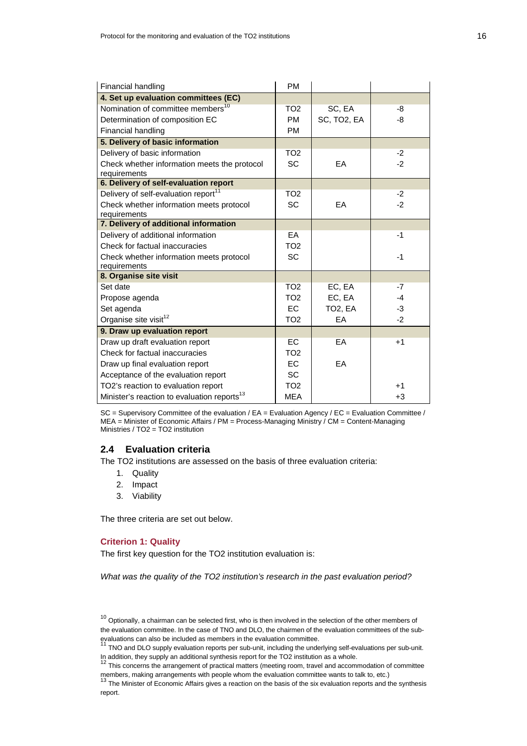| | | | |
|---|---|---|---|
| Financial handling | PM | | |
| **4. Set up evaluation committees (EC)** | | | |
| Nomination of committee members[10] | TO2 | SC, EA | -8 |
| Determination of composition EC | PM | SC, TO2, EA | -8 |
| Financial handling | PM | | |
| **5. Delivery of basic information** | | | |
| Delivery of basic information | TO2 | | -2 |
| Check whether information meets the protocol requirements | SC | EA | -2 |
| **6. Delivery of self-evaluation report** | | | |
| Delivery of self-evaluation report[11] | TO2 | | -2 |
| Check whether information meets protocol requirements | SC | EA | -2 |
| **7. Delivery of additional information** | | | |
| Delivery of additional information | EA | | -1 |
| Check for factual inaccuracies | TO2 | | |
| Check whether information meets protocol requirements | SC | | -1 |
| **8. Organise site visit** | | | |
| Set date | TO2 | EC, EA | -7 |
| Propose agenda | TO2 | EC, EA | -4 |
| Set agenda | EC | TO2, EA | -3 |
| Organise site visit[12] | TO2 | EA | -2 |
| **9. Draw up evaluation report** | | | |
| Draw up draft evaluation report | EC | EA | +1 |
| Check for factual inaccuracies | TO2 | | |
| Draw up final evaluation report | EC | EA | |
| Acceptance of the evaluation report | SC | | |
| TO2's reaction to evaluation report | TO2 | | +1 |
| Minister's reaction to evaluation reports[13] | MEA | | +3 |

SC = Supervisory Committee of the evaluation / EA = Evaluation Agency / EC = Evaluation Committee / MEA = Minister of Economic Affairs / PM = Process-Managing Ministry / CM = Content-Managing Ministries / TO2 = TO2 institution

## 2.4 Evaluation criteria

The TO2 institutions are assessed on the basis of three evaluation criteria:

1. Quality
2. Impact
3. Viability

The three criteria are set out below.

### Criterion 1: Quality

The first key question for the TO2 institution evaluation is:

*What was the quality of the TO2 institution's research in the past evaluation period?*

[10] Optionally, a chairman can be selected first, who is then involved in the selection of the other members of the evaluation committee. In the case of TNO and DLO, the chairmen of the evaluation committees of the sub-evaluations can also be included as members in the evaluation committee.

[11] TNO and DLO supply evaluation reports per sub-unit, including the underlying self-evaluations per sub-unit. In addition, they supply an additional synthesis report for the TO2 institution as a whole.

[12] This concerns the arrangement of practical matters (meeting room, travel and accommodation of committee members, making arrangements with people whom the evaluation committee wants to talk to, etc.)

[13] The Minister of Economic Affairs gives a reaction on the basis of the six evaluation reports and the synthesis report.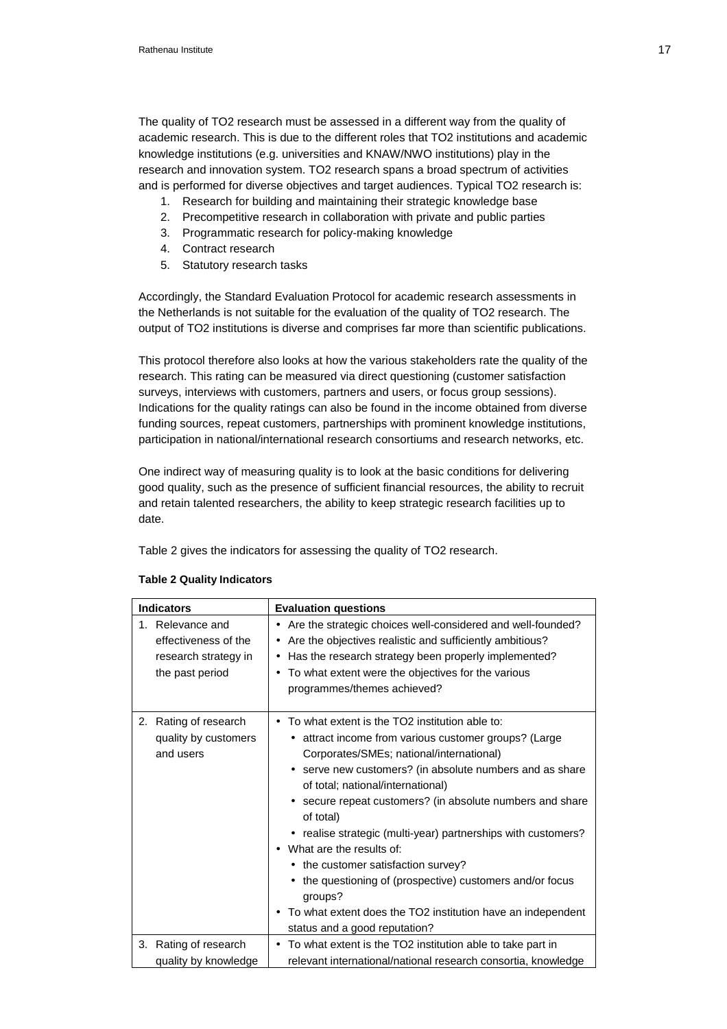The quality of TO2 research must be assessed in a different way from the quality of academic research. This is due to the different roles that TO2 institutions and academic knowledge institutions (e.g. universities and KNAW/NWO institutions) play in the research and innovation system. TO2 research spans a broad spectrum of activities and is performed for diverse objectives and target audiences. Typical TO2 research is:

1. Research for building and maintaining their strategic knowledge base
2. Precompetitive research in collaboration with private and public parties
3. Programmatic research for policy-making knowledge
4. Contract research
5. Statutory research tasks

Accordingly, the Standard Evaluation Protocol for academic research assessments in the Netherlands is not suitable for the evaluation of the quality of TO2 research. The output of TO2 institutions is diverse and comprises far more than scientific publications.

This protocol therefore also looks at how the various stakeholders rate the quality of the research. This rating can be measured via direct questioning (customer satisfaction surveys, interviews with customers, partners and users, or focus group sessions). Indications for the quality ratings can also be found in the income obtained from diverse funding sources, repeat customers, partnerships with prominent knowledge institutions, participation in national/international research consortiums and research networks, etc.

One indirect way of measuring quality is to look at the basic conditions for delivering good quality, such as the presence of sufficient financial resources, the ability to recruit and retain talented researchers, the ability to keep strategic research facilities up to date.

Table 2 gives the indicators for assessing the quality of TO2 research.

**Table 2 Quality Indicators**

| Indicators | Evaluation questions |
|---|---|
| 1. Relevance and effectiveness of the research strategy in the past period | • Are the strategic choices well-considered and well-founded?<br>• Are the objectives realistic and sufficiently ambitious?<br>• Has the research strategy been properly implemented?<br>• To what extent were the objectives for the various programmes/themes achieved? |
| 2. Rating of research quality by customers and users | • To what extent is the TO2 institution able to:<br>  • attract income from various customer groups? (Large Corporates/SMEs; national/international)<br>  • serve new customers? (in absolute numbers and as share of total; national/international)<br>  • secure repeat customers? (in absolute numbers and share of total)<br>  • realise strategic (multi-year) partnerships with customers?<br>• What are the results of:<br>  • the customer satisfaction survey?<br>  • the questioning of (prospective) customers and/or focus groups?<br>• To what extent does the TO2 institution have an independent status and a good reputation? |
| 3. Rating of research quality by knowledge | • To what extent is the TO2 institution able to take part in relevant international/national research consortia, knowledge |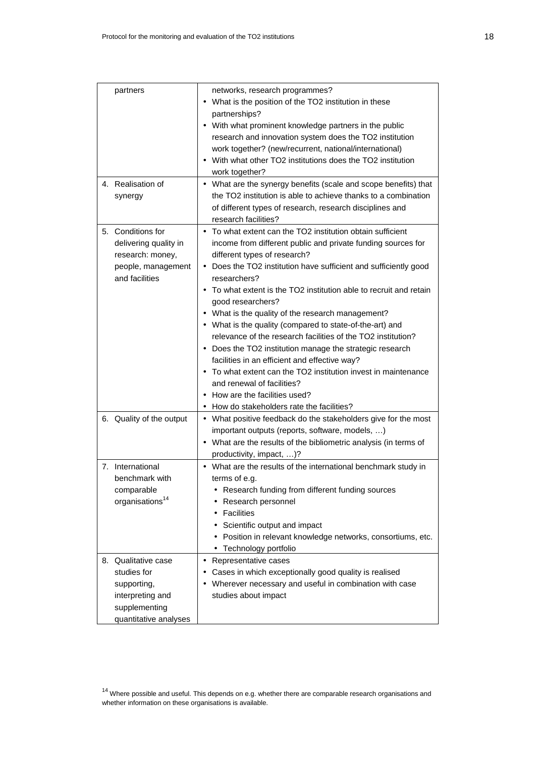| | |
|---|---|
| partners | networks, research programmes?<br>• What is the position of the TO2 institution in these partnerships?<br>• With what prominent knowledge partners in the public research and innovation system does the TO2 institution work together? (new/recurrent, national/international)<br>• With what other TO2 institutions does the TO2 institution work together? |
| 4. Realisation of synergy | • What are the synergy benefits (scale and scope benefits) that the TO2 institution is able to achieve thanks to a combination of different types of research, research disciplines and research facilities? |
| 5. Conditions for delivering quality in research: money, people, management and facilities | • To what extent can the TO2 institution obtain sufficient income from different public and private funding sources for different types of research?<br>• Does the TO2 institution have sufficient and sufficiently good researchers?<br>• To what extent is the TO2 institution able to recruit and retain good researchers?<br>• What is the quality of the research management?<br>• What is the quality (compared to state-of-the-art) and relevance of the research facilities of the TO2 institution?<br>• Does the TO2 institution manage the strategic research facilities in an efficient and effective way?<br>• To what extent can the TO2 institution invest in maintenance and renewal of facilities?<br>• How are the facilities used?<br>• How do stakeholders rate the facilities? |
| 6. Quality of the output | • What positive feedback do the stakeholders give for the most important outputs (reports, software, models, …)<br>• What are the results of the bibliometric analysis (in terms of productivity, impact, …)? |
| 7. International benchmark with comparable organisations[14] | • What are the results of the international benchmark study in terms of e.g.<br>  • Research funding from different funding sources<br>  • Research personnel<br>  • Facilities<br>  • Scientific output and impact<br>  • Position in relevant knowledge networks, consortiums, etc.<br>  • Technology portfolio |
| 8. Qualitative case studies for supporting, interpreting and supplementing quantitative analyses | • Representative cases<br>• Cases in which exceptionally good quality is realised<br>• Wherever necessary and useful in combination with case studies about impact |

[14] Where possible and useful. This depends on e.g. whether there are comparable research organisations and whether information on these organisations is available.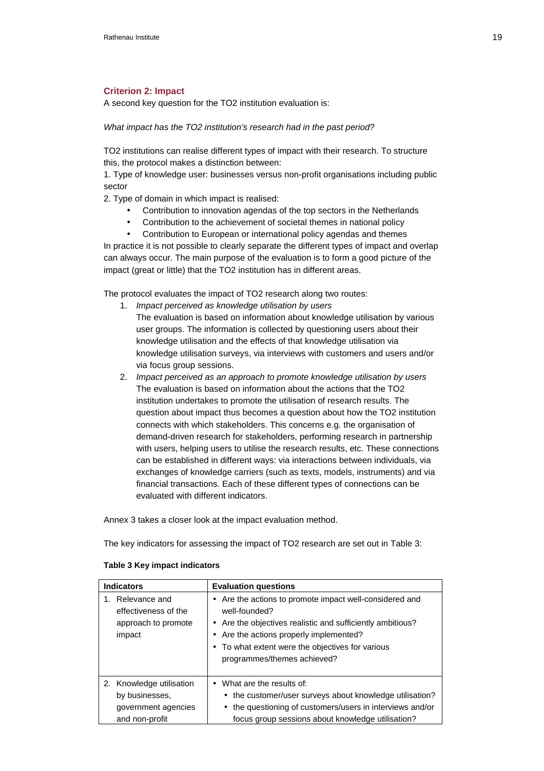### Criterion 2: Impact

A second key question for the TO2 institution evaluation is:

*What impact has the TO2 institution's research had in the past period?*

TO2 institutions can realise different types of impact with their research. To structure this, the protocol makes a distinction between:

1. Type of knowledge user: businesses versus non-profit organisations including public sector
2. Type of domain in which impact is realised:
   - Contribution to innovation agendas of the top sectors in the Netherlands
   - Contribution to the achievement of societal themes in national policy
   - Contribution to European or international policy agendas and themes

In practice it is not possible to clearly separate the different types of impact and overlap can always occur. The main purpose of the evaluation is to form a good picture of the impact (great or little) that the TO2 institution has in different areas.

The protocol evaluates the impact of TO2 research along two routes:

1. *Impact perceived as knowledge utilisation by users*
   The evaluation is based on information about knowledge utilisation by various user groups. The information is collected by questioning users about their knowledge utilisation and the effects of that knowledge utilisation via knowledge utilisation surveys, via interviews with customers and users and/or via focus group sessions.
2. *Impact perceived as an approach to promote knowledge utilisation by users*
   The evaluation is based on information about the actions that the TO2 institution undertakes to promote the utilisation of research results. The question about impact thus becomes a question about how the TO2 institution connects with which stakeholders. This concerns e.g. the organisation of demand-driven research for stakeholders, performing research in partnership with users, helping users to utilise the research results, etc. These connections can be established in different ways: via interactions between individuals, via exchanges of knowledge carriers (such as texts, models, instruments) and via financial transactions. Each of these different types of connections can be evaluated with different indicators.

Annex 3 takes a closer look at the impact evaluation method.

The key indicators for assessing the impact of TO2 research are set out in Table 3:

**Table 3 Key impact indicators**

| Indicators | Evaluation questions |
|---|---|
| 1. Relevance and effectiveness of the approach to promote impact | • Are the actions to promote impact well-considered and well-founded?<br>• Are the objectives realistic and sufficiently ambitious?<br>• Are the actions properly implemented?<br>• To what extent were the objectives for various programmes/themes achieved? |
| 2. Knowledge utilisation by businesses, government agencies and non-profit | • What are the results of:<br>  • the customer/user surveys about knowledge utilisation?<br>  • the questioning of customers/users in interviews and/or focus group sessions about knowledge utilisation? |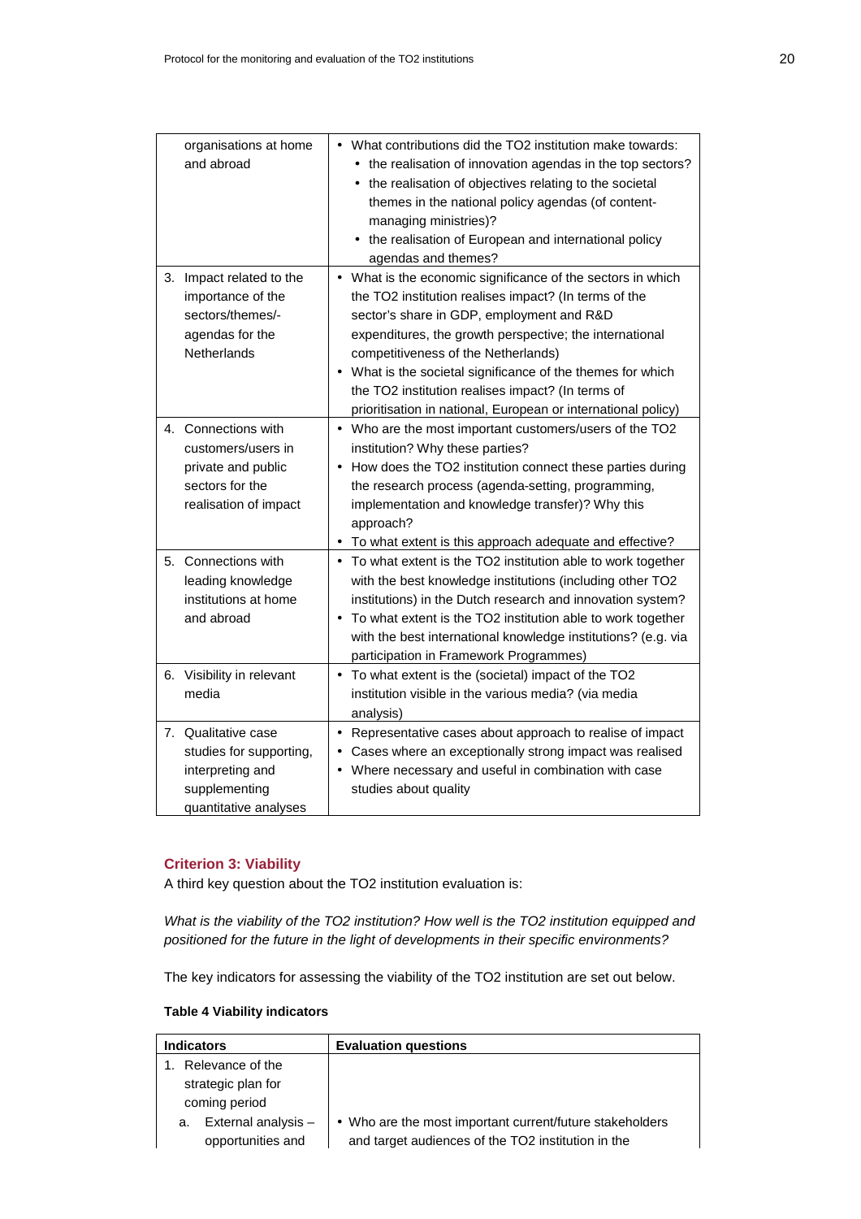| | |
|---|---|
| organisations at home and abroad | • What contributions did the TO2 institution make towards:<br>• the realisation of innovation agendas in the top sectors?<br>• the realisation of objectives relating to the societal themes in the national policy agendas (of content-managing ministries)?<br>• the realisation of European and international policy agendas and themes? |
| 3. Impact related to the importance of the sectors/themes/-agendas for the Netherlands | • What is the economic significance of the sectors in which the TO2 institution realises impact? (In terms of the sector's share in GDP, employment and R&D expenditures, the growth perspective; the international competitiveness of the Netherlands)<br>• What is the societal significance of the themes for which the TO2 institution realises impact? (In terms of prioritisation in national, European or international policy) |
| 4. Connections with customers/users in private and public sectors for the realisation of impact | • Who are the most important customers/users of the TO2 institution? Why these parties?<br>• How does the TO2 institution connect these parties during the research process (agenda-setting, programming, implementation and knowledge transfer)? Why this approach?<br>• To what extent is this approach adequate and effective? |
| 5. Connections with leading knowledge institutions at home and abroad | • To what extent is the TO2 institution able to work together with the best knowledge institutions (including other TO2 institutions) in the Dutch research and innovation system?<br>• To what extent is the TO2 institution able to work together with the best international knowledge institutions? (e.g. via participation in Framework Programmes) |
| 6. Visibility in relevant media | • To what extent is the (societal) impact of the TO2 institution visible in the various media? (via media analysis) |
| 7. Qualitative case studies for supporting, interpreting and supplementing quantitative analyses | • Representative cases about approach to realise of impact<br>• Cases where an exceptionally strong impact was realised<br>• Where necessary and useful in combination with case studies about quality |

### Criterion 3: Viability

A third key question about the TO2 institution evaluation is:

*What is the viability of the TO2 institution? How well is the TO2 institution equipped and positioned for the future in the light of developments in their specific environments?*

The key indicators for assessing the viability of the TO2 institution are set out below.

**Table 4 Viability indicators**

| Indicators | Evaluation questions |
|---|---|
| 1. Relevance of the strategic plan for coming period | |
| a. External analysis – opportunities and | • Who are the most important current/future stakeholders and target audiences of the TO2 institution in the |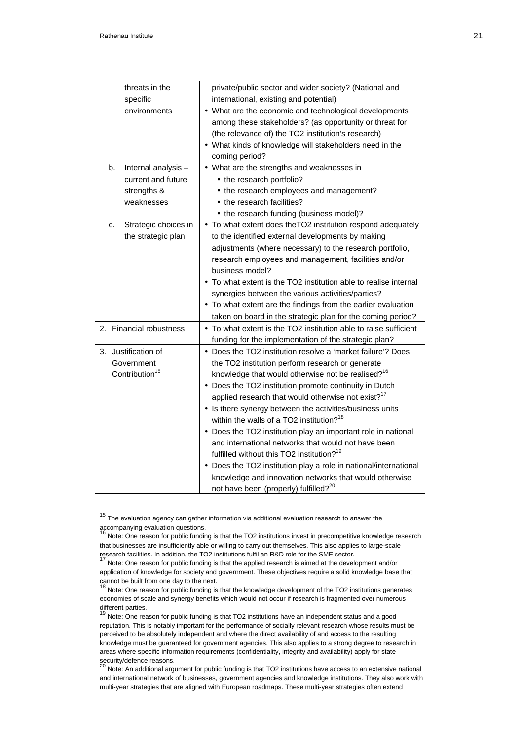| | |
|---|---|
| threats in the specific environments | private/public sector and wider society? (National and international, existing and potential)<br>• What are the economic and technological developments among these stakeholders? (as opportunity or threat for (the relevance of) the TO2 institution's research)<br>• What kinds of knowledge will stakeholders need in the coming period? |
| b. Internal analysis – current and future strengths & weaknesses | • What are the strengths and weaknesses in<br>• the research portfolio?<br>• the research employees and management?<br>• the research facilities?<br>• the research funding (business model)? |
| c. Strategic choices in the strategic plan | • To what extent does theTO2 institution respond adequately to the identified external developments by making adjustments (where necessary) to the research portfolio, research employees and management, facilities and/or business model?<br>• To what extent is the TO2 institution able to realise internal synergies between the various activities/parties?<br>• To what extent are the findings from the earlier evaluation taken on board in the strategic plan for the coming period? |
| 2. Financial robustness | • To what extent is the TO2 institution able to raise sufficient funding for the implementation of the strategic plan? |
| 3. Justification of Government Contribution[15] | • Does the TO2 institution resolve a 'market failure'? Does the TO2 institution perform research or generate knowledge that would otherwise not be realised?[16]<br>• Does the TO2 institution promote continuity in Dutch applied research that would otherwise not exist?[17]<br>• Is there synergy between the activities/business units within the walls of a TO2 institution?[18]<br>• Does the TO2 institution play an important role in national and international networks that would not have been fulfilled without this TO2 institution?[19]<br>• Does the TO2 institution play a role in national/international knowledge and innovation networks that would otherwise not have been (properly) fulfilled?[20] |

[15] The evaluation agency can gather information via additional evaluation research to answer the accompanying evaluation questions.

[16] Note: One reason for public funding is that the TO2 institutions invest in precompetitive knowledge research that businesses are insufficiently able or willing to carry out themselves. This also applies to large-scale research facilities. In addition, the TO2 institutions fulfil an R&D role for the SME sector.

[17] Note: One reason for public funding is that the applied research is aimed at the development and/or application of knowledge for society and government. These objectives require a solid knowledge base that cannot be built from one day to the next.

[18] Note: One reason for public funding is that the knowledge development of the TO2 institutions generates economies of scale and synergy benefits which would not occur if research is fragmented over numerous different parties.

[19] Note: One reason for public funding is that TO2 institutions have an independent status and a good reputation. This is notably important for the performance of socially relevant research whose results must be perceived to be absolutely independent and where the direct availability of and access to the resulting knowledge must be guaranteed for government agencies. This also applies to a strong degree to research in areas where specific information requirements (confidentiality, integrity and availability) apply for state security/defence reasons.

[20] Note: An additional argument for public funding is that TO2 institutions have access to an extensive national and international network of businesses, government agencies and knowledge institutions. They also work with multi-year strategies that are aligned with European roadmaps. These multi-year strategies often extend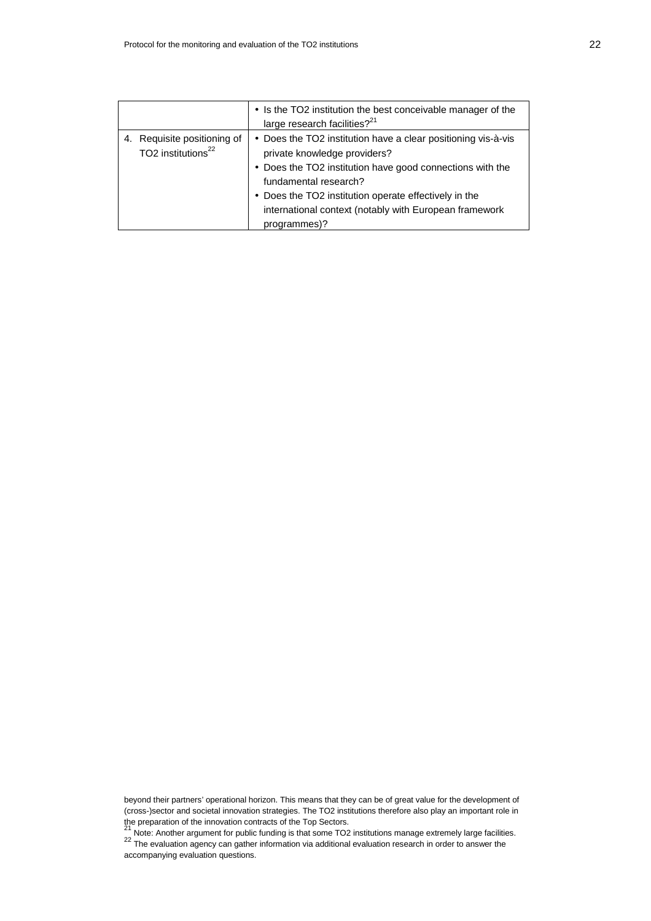| | |
|---|---|
| | • Is the TO2 institution the best conceivable manager of the large research facilities?[21] |
| 4. Requisite positioning of TO2 institutions[22] | • Does the TO2 institution have a clear positioning vis-à-vis private knowledge providers?<br>• Does the TO2 institution have good connections with the fundamental research?<br>• Does the TO2 institution operate effectively in the international context (notably with European framework programmes)? |

beyond their partners' operational horizon. This means that they can be of great value for the development of (cross-)sector and societal innovation strategies. The TO2 institutions therefore also play an important role in the preparation of the innovation contracts of the Top Sectors.

[21] Note: Another argument for public funding is that some TO2 institutions manage extremely large facilities.

[22] The evaluation agency can gather information via additional evaluation research in order to answer the accompanying evaluation questions.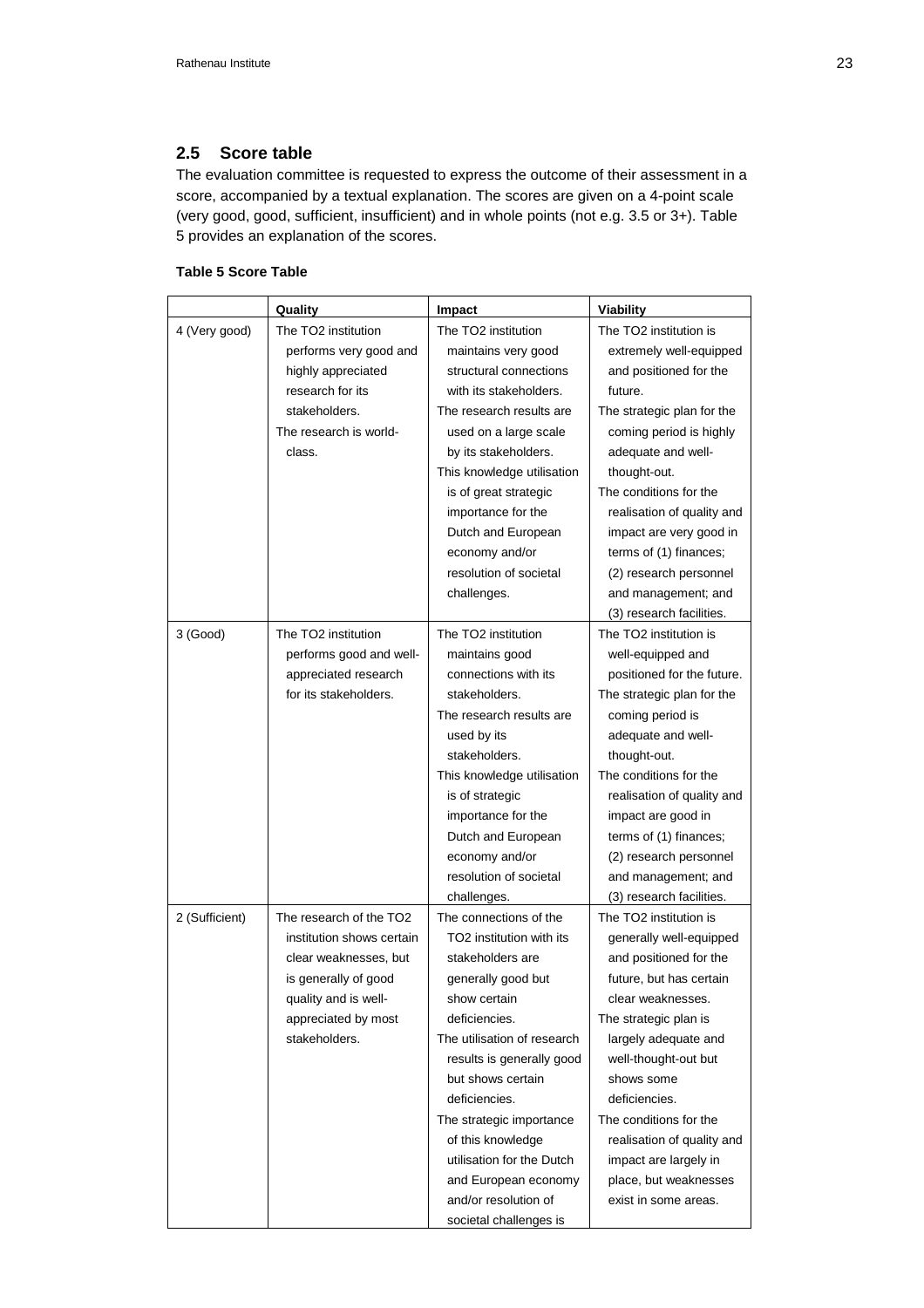## 2.5 Score table

The evaluation committee is requested to express the outcome of their assessment in a score, accompanied by a textual explanation. The scores are given on a 4-point scale (very good, good, sufficient, insufficient) and in whole points (not e.g. 3.5 or 3+). Table 5 provides an explanation of the scores.

**Table 5 Score Table**

| | Quality | Impact | Viability |
|---|---|---|---|
| 4 (Very good) | The TO2 institution performs very good and highly appreciated research for its stakeholders. The research is world-class. | The TO2 institution maintains very good structural connections with its stakeholders. The research results are used on a large scale by its stakeholders. This knowledge utilisation is of great strategic importance for the Dutch and European economy and/or resolution of societal challenges. | The TO2 institution is extremely well-equipped and positioned for the future. The strategic plan for the coming period is highly adequate and well-thought-out. The conditions for the realisation of quality and impact are very good in terms of (1) finances; (2) research personnel and management; and (3) research facilities. |
| 3 (Good) | The TO2 institution performs good and well-appreciated research for its stakeholders. | The TO2 institution maintains good connections with its stakeholders. The research results are used by its stakeholders. This knowledge utilisation is of strategic importance for the Dutch and European economy and/or resolution of societal challenges. | The TO2 institution is well-equipped and positioned for the future. The strategic plan for the coming period is adequate and well-thought-out. The conditions for the realisation of quality and impact are good in terms of (1) finances; (2) research personnel and management; and (3) research facilities. |
| 2 (Sufficient) | The research of the TO2 institution shows certain clear weaknesses, but is generally of good quality and is well-appreciated by most stakeholders. | The connections of the TO2 institution with its stakeholders are generally good but show certain deficiencies. The utilisation of research results is generally good but shows certain deficiencies. The strategic importance of this knowledge utilisation for the Dutch and European economy and/or resolution of societal challenges is | The TO2 institution is generally well-equipped and positioned for the future, but has certain clear weaknesses. The strategic plan is largely adequate and well-thought-out but shows some deficiencies. The conditions for the realisation of quality and impact are largely in place, but weaknesses exist in some areas. |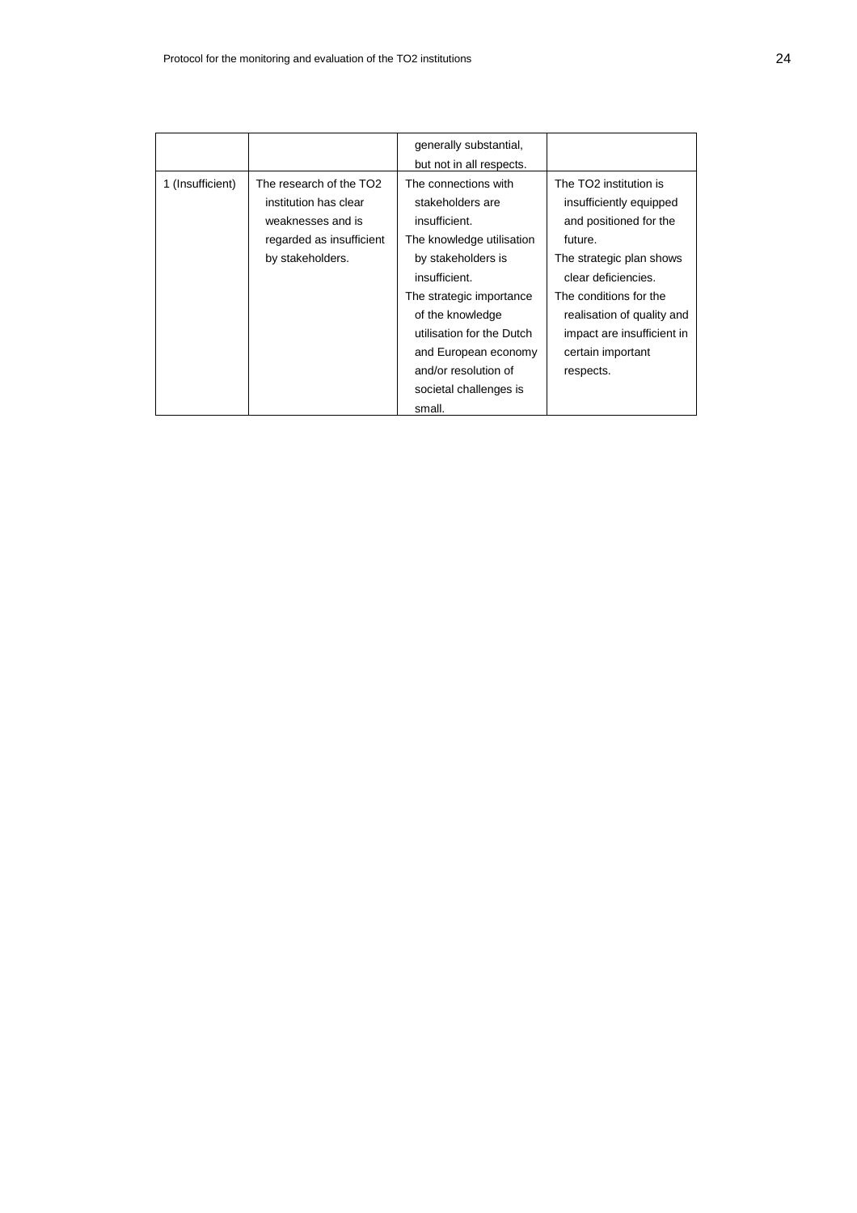| | | | |
|---|---|---|---|
| | | generally substantial, but not in all respects. | |
| 1 (Insufficient) | The research of the TO2 institution has clear weaknesses and is regarded as insufficient by stakeholders. | The connections with stakeholders are insufficient.<br>The knowledge utilisation by stakeholders is insufficient.<br>The strategic importance of the knowledge utilisation for the Dutch and European economy and/or resolution of societal challenges is small. | The TO2 institution is insufficiently equipped and positioned for the future.<br>The strategic plan shows clear deficiencies.<br>The conditions for the realisation of quality and impact are insufficient in certain important respects. |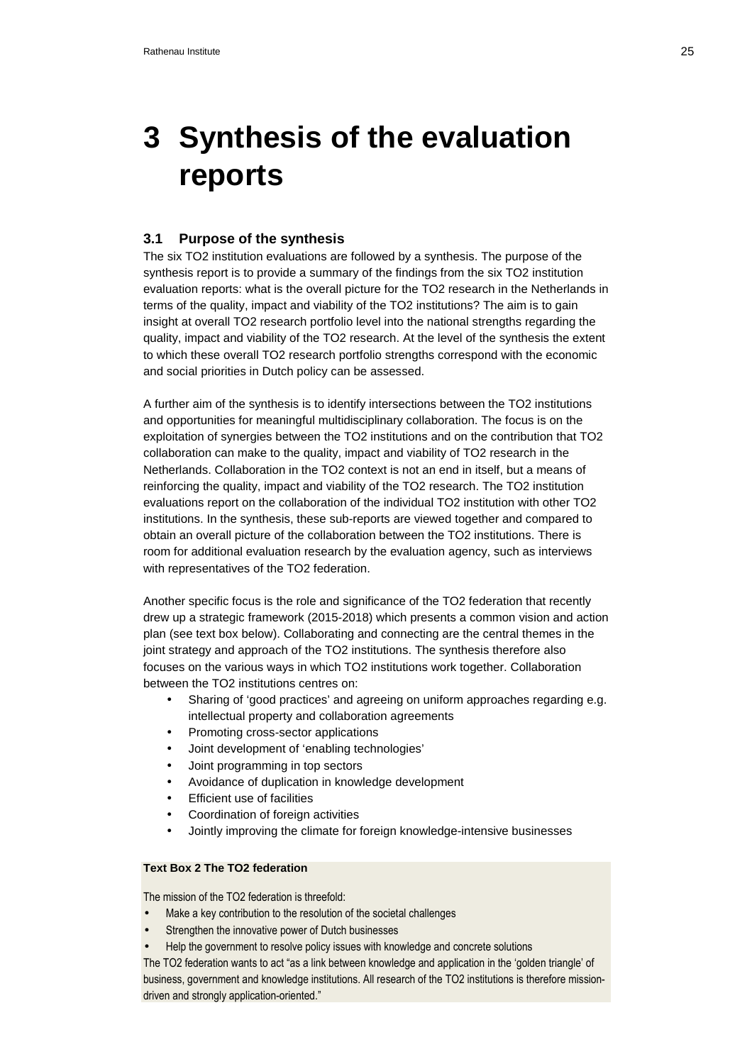# 3 Synthesis of the evaluation reports

## 3.1 Purpose of the synthesis

The six TO2 institution evaluations are followed by a synthesis. The purpose of the synthesis report is to provide a summary of the findings from the six TO2 institution evaluation reports: what is the overall picture for the TO2 research in the Netherlands in terms of the quality, impact and viability of the TO2 institutions? The aim is to gain insight at overall TO2 research portfolio level into the national strengths regarding the quality, impact and viability of the TO2 research. At the level of the synthesis the extent to which these overall TO2 research portfolio strengths correspond with the economic and social priorities in Dutch policy can be assessed.

A further aim of the synthesis is to identify intersections between the TO2 institutions and opportunities for meaningful multidisciplinary collaboration. The focus is on the exploitation of synergies between the TO2 institutions and on the contribution that TO2 collaboration can make to the quality, impact and viability of TO2 research in the Netherlands. Collaboration in the TO2 context is not an end in itself, but a means of reinforcing the quality, impact and viability of the TO2 research. The TO2 institution evaluations report on the collaboration of the individual TO2 institution with other TO2 institutions. In the synthesis, these sub-reports are viewed together and compared to obtain an overall picture of the collaboration between the TO2 institutions. There is room for additional evaluation research by the evaluation agency, such as interviews with representatives of the TO2 federation.

Another specific focus is the role and significance of the TO2 federation that recently drew up a strategic framework (2015-2018) which presents a common vision and action plan (see text box below). Collaborating and connecting are the central themes in the joint strategy and approach of the TO2 institutions. The synthesis therefore also focuses on the various ways in which TO2 institutions work together. Collaboration between the TO2 institutions centres on:

- Sharing of ‘good practices’ and agreeing on uniform approaches regarding e.g. intellectual property and collaboration agreements
- Promoting cross-sector applications
- Joint development of ‘enabling technologies’
- Joint programming in top sectors
- Avoidance of duplication in knowledge development
- Efficient use of facilities
- Coordination of foreign activities
- Jointly improving the climate for foreign knowledge-intensive businesses

**Text Box 2 The TO2 federation**

The mission of the TO2 federation is threefold:

- Make a key contribution to the resolution of the societal challenges
- Strengthen the innovative power of Dutch businesses
- Help the government to resolve policy issues with knowledge and concrete solutions

The TO2 federation wants to act “as a link between knowledge and application in the ‘golden triangle’ of business, government and knowledge institutions. All research of the TO2 institutions is therefore mission-driven and strongly application-oriented.”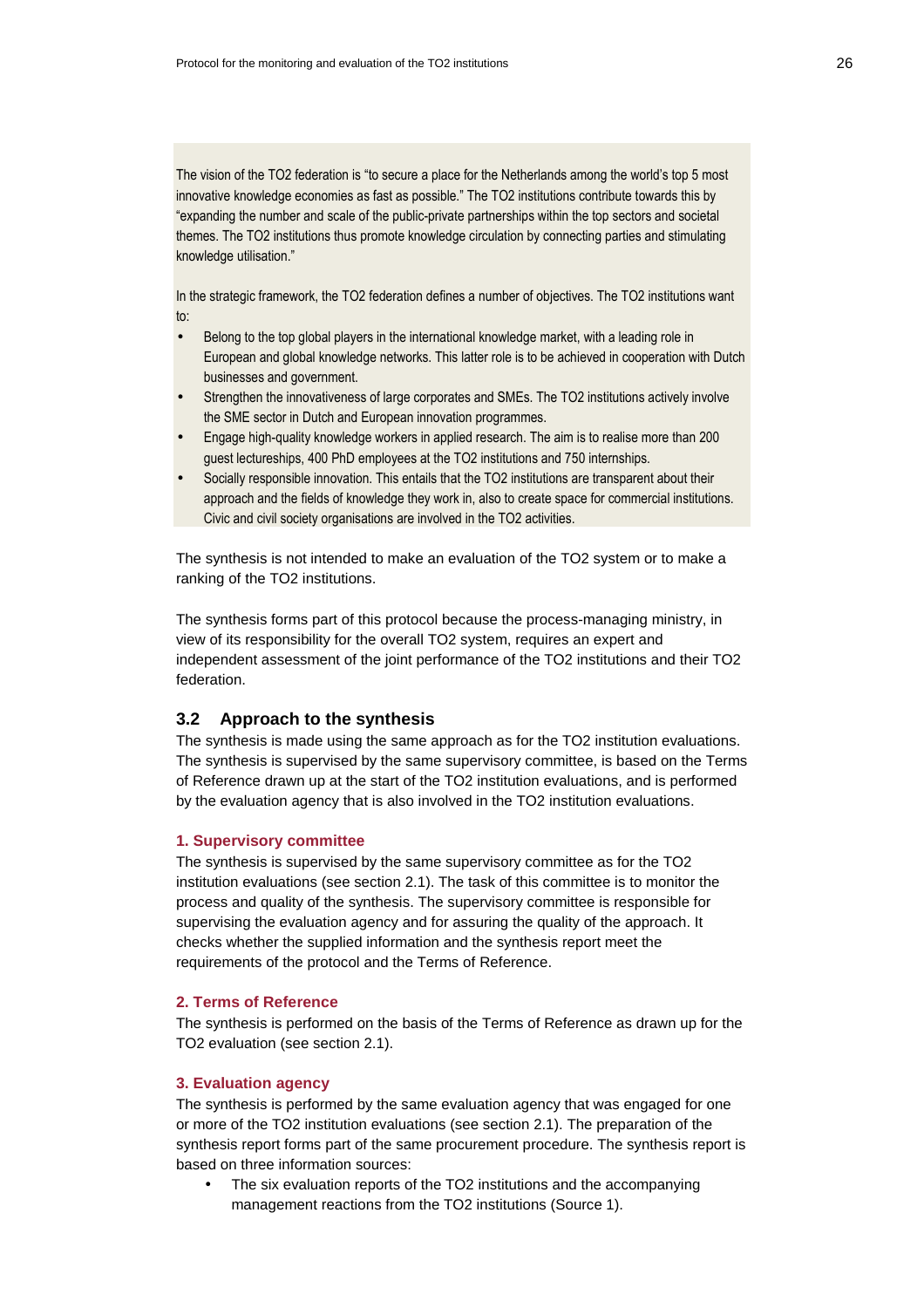The vision of the TO2 federation is "to secure a place for the Netherlands among the world's top 5 most innovative knowledge economies as fast as possible." The TO2 institutions contribute towards this by "expanding the number and scale of the public-private partnerships within the top sectors and societal themes. The TO2 institutions thus promote knowledge circulation by connecting parties and stimulating knowledge utilisation."

In the strategic framework, the TO2 federation defines a number of objectives. The TO2 institutions want to:

- Belong to the top global players in the international knowledge market, with a leading role in European and global knowledge networks. This latter role is to be achieved in cooperation with Dutch businesses and government.
- Strengthen the innovativeness of large corporates and SMEs. The TO2 institutions actively involve the SME sector in Dutch and European innovation programmes.
- Engage high-quality knowledge workers in applied research. The aim is to realise more than 200 guest lectureships, 400 PhD employees at the TO2 institutions and 750 internships.
- Socially responsible innovation. This entails that the TO2 institutions are transparent about their approach and the fields of knowledge they work in, also to create space for commercial institutions. Civic and civil society organisations are involved in the TO2 activities.

The synthesis is not intended to make an evaluation of the TO2 system or to make a ranking of the TO2 institutions.

The synthesis forms part of this protocol because the process-managing ministry, in view of its responsibility for the overall TO2 system, requires an expert and independent assessment of the joint performance of the TO2 institutions and their TO2 federation.

## 3.2 Approach to the synthesis

The synthesis is made using the same approach as for the TO2 institution evaluations. The synthesis is supervised by the same supervisory committee, is based on the Terms of Reference drawn up at the start of the TO2 institution evaluations, and is performed by the evaluation agency that is also involved in the TO2 institution evaluations.

### 1. Supervisory committee

The synthesis is supervised by the same supervisory committee as for the TO2 institution evaluations (see section 2.1). The task of this committee is to monitor the process and quality of the synthesis. The supervisory committee is responsible for supervising the evaluation agency and for assuring the quality of the approach. It checks whether the supplied information and the synthesis report meet the requirements of the protocol and the Terms of Reference.

### 2. Terms of Reference

The synthesis is performed on the basis of the Terms of Reference as drawn up for the TO2 evaluation (see section 2.1).

### 3. Evaluation agency

The synthesis is performed by the same evaluation agency that was engaged for one or more of the TO2 institution evaluations (see section 2.1). The preparation of the synthesis report forms part of the same procurement procedure. The synthesis report is based on three information sources:

- The six evaluation reports of the TO2 institutions and the accompanying management reactions from the TO2 institutions (Source 1).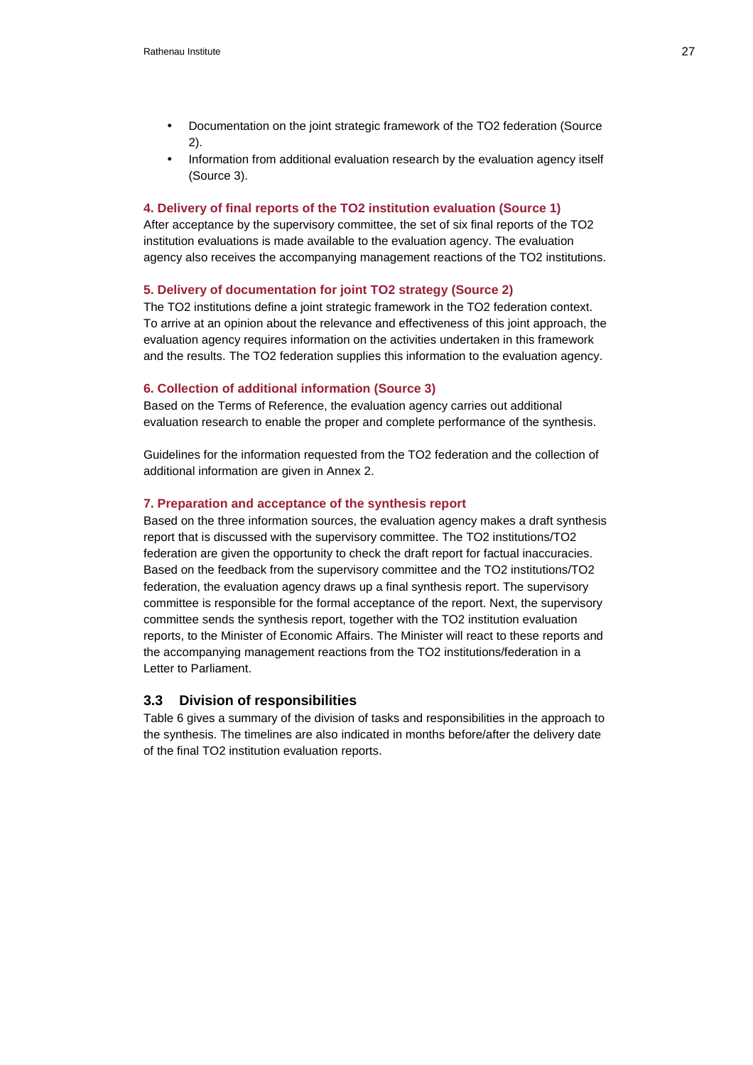- Documentation on the joint strategic framework of the TO2 federation (Source 2).
- Information from additional evaluation research by the evaluation agency itself (Source 3).

**4. Delivery of final reports of the TO2 institution evaluation (Source 1)**

After acceptance by the supervisory committee, the set of six final reports of the TO2 institution evaluations is made available to the evaluation agency. The evaluation agency also receives the accompanying management reactions of the TO2 institutions.

**5. Delivery of documentation for joint TO2 strategy (Source 2)**

The TO2 institutions define a joint strategic framework in the TO2 federation context. To arrive at an opinion about the relevance and effectiveness of this joint approach, the evaluation agency requires information on the activities undertaken in this framework and the results. The TO2 federation supplies this information to the evaluation agency.

**6. Collection of additional information (Source 3)**

Based on the Terms of Reference, the evaluation agency carries out additional evaluation research to enable the proper and complete performance of the synthesis.

Guidelines for the information requested from the TO2 federation and the collection of additional information are given in Annex 2.

**7. Preparation and acceptance of the synthesis report**

Based on the three information sources, the evaluation agency makes a draft synthesis report that is discussed with the supervisory committee. The TO2 institutions/TO2 federation are given the opportunity to check the draft report for factual inaccuracies. Based on the feedback from the supervisory committee and the TO2 institutions/TO2 federation, the evaluation agency draws up a final synthesis report. The supervisory committee is responsible for the formal acceptance of the report. Next, the supervisory committee sends the synthesis report, together with the TO2 institution evaluation reports, to the Minister of Economic Affairs. The Minister will react to these reports and the accompanying management reactions from the TO2 institutions/federation in a Letter to Parliament.

## 3.3 Division of responsibilities

Table 6 gives a summary of the division of tasks and responsibilities in the approach to the synthesis. The timelines are also indicated in months before/after the delivery date of the final TO2 institution evaluation reports.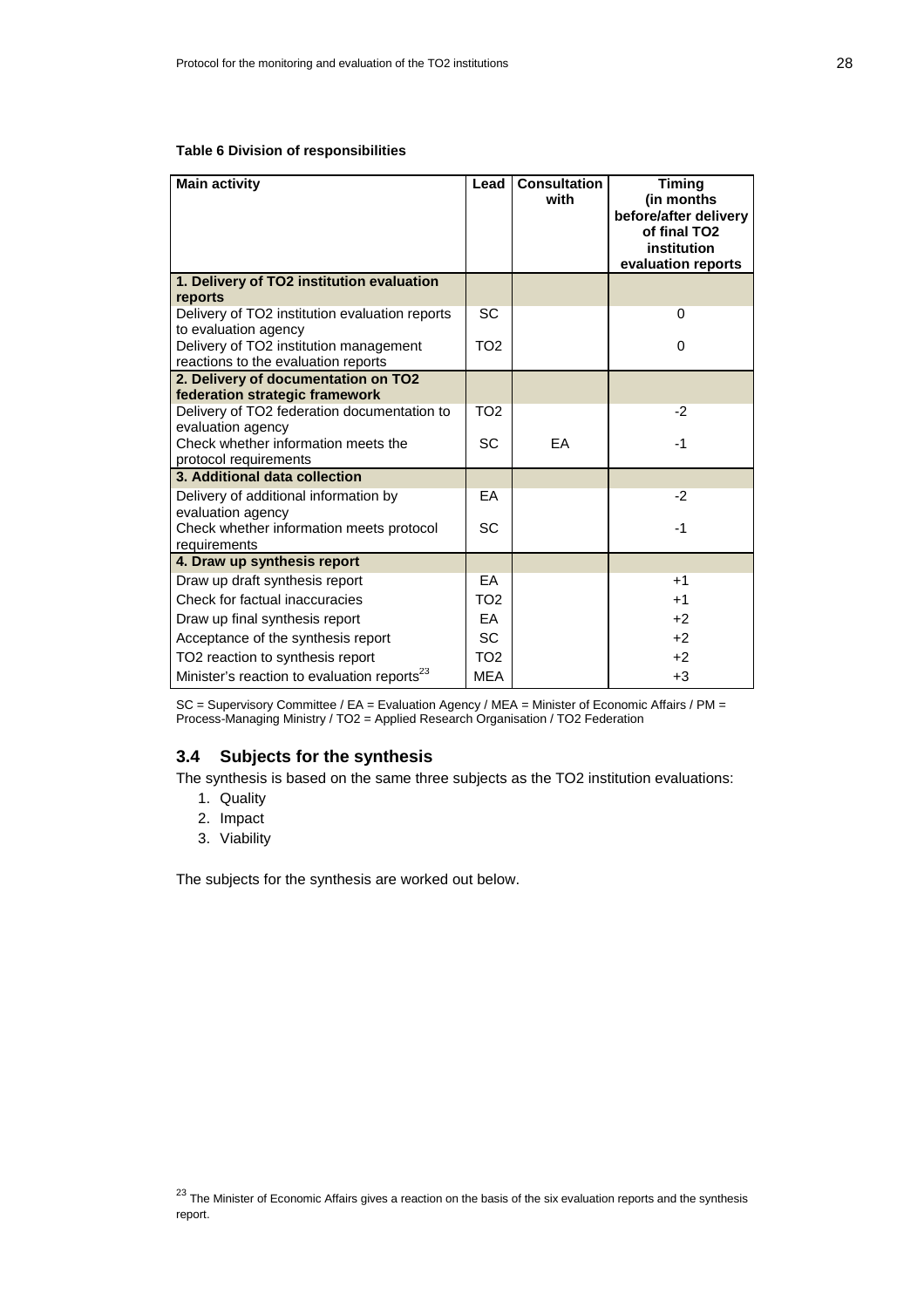**Table 6 Division of responsibilities**

| Main activity | Lead | Consultation with | Timing (in months before/after delivery of final TO2 institution evaluation reports |
|---|---|---|---|
| **1. Delivery of TO2 institution evaluation reports** | | | |
| Delivery of TO2 institution evaluation reports to evaluation agency | SC | | 0 |
| Delivery of TO2 institution management reactions to the evaluation reports | TO2 | | 0 |
| **2. Delivery of documentation on TO2 federation strategic framework** | | | |
| Delivery of TO2 federation documentation to evaluation agency | TO2 | | -2 |
| Check whether information meets the protocol requirements | SC | EA | -1 |
| **3. Additional data collection** | | | |
| Delivery of additional information by evaluation agency | EA | | -2 |
| Check whether information meets protocol requirements | SC | | -1 |
| **4. Draw up synthesis report** | | | |
| Draw up draft synthesis report | EA | | +1 |
| Check for factual inaccuracies | TO2 | | +1 |
| Draw up final synthesis report | EA | | +2 |
| Acceptance of the synthesis report | SC | | +2 |
| TO2 reaction to synthesis report | TO2 | | +2 |
| Minister's reaction to evaluation reports[23] | MEA | | +3 |

SC = Supervisory Committee / EA = Evaluation Agency / MEA = Minister of Economic Affairs / PM = Process-Managing Ministry / TO2 = Applied Research Organisation / TO2 Federation

## 3.4 Subjects for the synthesis

The synthesis is based on the same three subjects as the TO2 institution evaluations:

1. Quality
2. Impact
3. Viability

The subjects for the synthesis are worked out below.

[23] The Minister of Economic Affairs gives a reaction on the basis of the six evaluation reports and the synthesis report.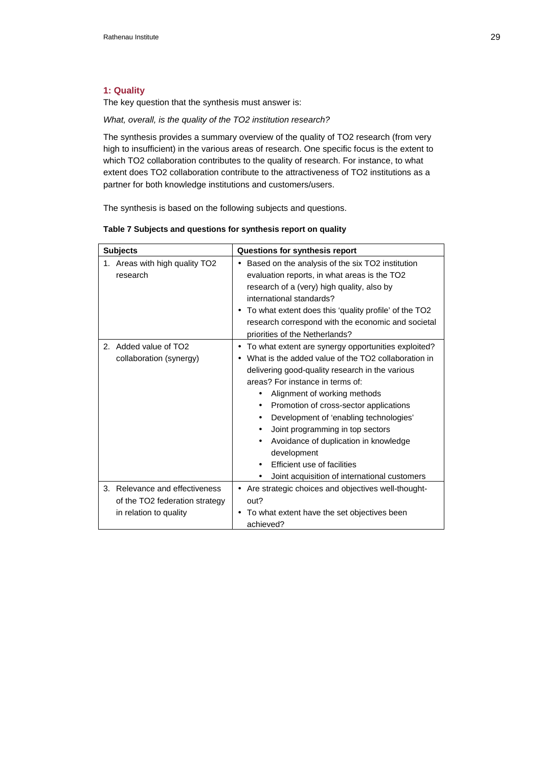### 1: Quality

The key question that the synthesis must answer is:

*What, overall, is the quality of the TO2 institution research?*

The synthesis provides a summary overview of the quality of TO2 research (from very high to insufficient) in the various areas of research. One specific focus is the extent to which TO2 collaboration contributes to the quality of research. For instance, to what extent does TO2 collaboration contribute to the attractiveness of TO2 institutions as a partner for both knowledge institutions and customers/users.

The synthesis is based on the following subjects and questions.

**Table 7 Subjects and questions for synthesis report on quality**

| Subjects | Questions for synthesis report |
|---|---|
| 1. Areas with high quality TO2 research | • Based on the analysis of the six TO2 institution evaluation reports, in what areas is the TO2 research of a (very) high quality, also by international standards?<br>• To what extent does this 'quality profile' of the TO2 research correspond with the economic and societal priorities of the Netherlands? |
| 2. Added value of TO2 collaboration (synergy) | • To what extent are synergy opportunities exploited?<br>• What is the added value of the TO2 collaboration in delivering good-quality research in the various areas? For instance in terms of:<br>  • Alignment of working methods<br>  • Promotion of cross-sector applications<br>  • Development of 'enabling technologies'<br>  • Joint programming in top sectors<br>  • Avoidance of duplication in knowledge development<br>  • Efficient use of facilities<br>  • Joint acquisition of international customers |
| 3. Relevance and effectiveness of the TO2 federation strategy in relation to quality | • Are strategic choices and objectives well-thought-out?<br>• To what extent have the set objectives been achieved? |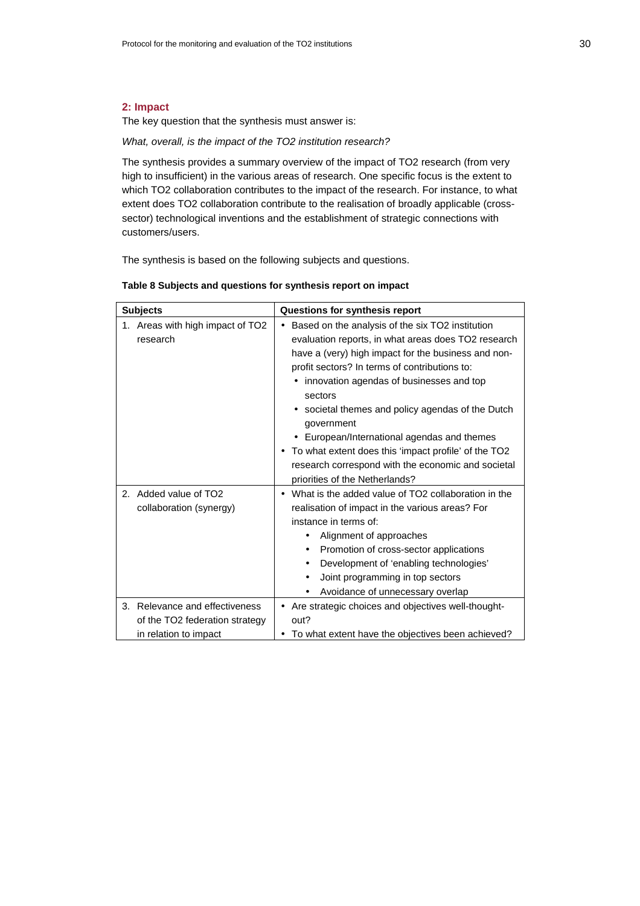## 2: Impact

The key question that the synthesis must answer is:

*What, overall, is the impact of the TO2 institution research?*

The synthesis provides a summary overview of the impact of TO2 research (from very high to insufficient) in the various areas of research. One specific focus is the extent to which TO2 collaboration contributes to the impact of the research. For instance, to what extent does TO2 collaboration contribute to the realisation of broadly applicable (cross-sector) technological inventions and the establishment of strategic connections with customers/users.

The synthesis is based on the following subjects and questions.

**Table 8 Subjects and questions for synthesis report on impact**

| Subjects | Questions for synthesis report |
|---|---|
| 1. Areas with high impact of TO2 research | • Based on the analysis of the six TO2 institution evaluation reports, in what areas does TO2 research have a (very) high impact for the business and non-profit sectors? In terms of contributions to:<br>  • innovation agendas of businesses and top sectors<br>  • societal themes and policy agendas of the Dutch government<br>  • European/International agendas and themes<br>• To what extent does this 'impact profile' of the TO2 research correspond with the economic and societal priorities of the Netherlands? |
| 2. Added value of TO2 collaboration (synergy) | • What is the added value of TO2 collaboration in the realisation of impact in the various areas? For instance in terms of:<br>  • Alignment of approaches<br>  • Promotion of cross-sector applications<br>  • Development of 'enabling technologies'<br>  • Joint programming in top sectors<br>  • Avoidance of unnecessary overlap |
| 3. Relevance and effectiveness of the TO2 federation strategy in relation to impact | • Are strategic choices and objectives well-thought-out?<br>• To what extent have the objectives been achieved? |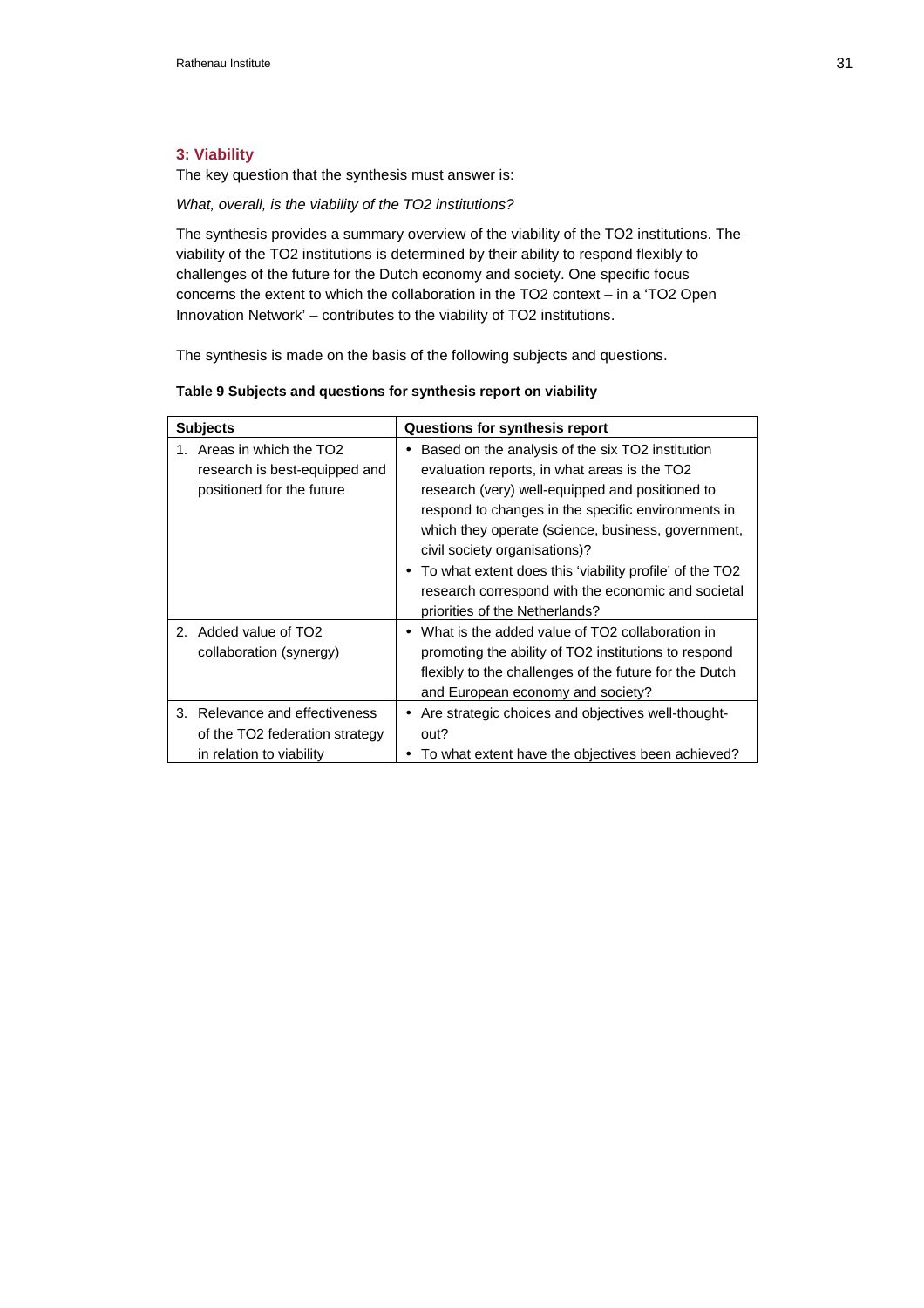### 3: Viability

The key question that the synthesis must answer is:

*What, overall, is the viability of the TO2 institutions?*

The synthesis provides a summary overview of the viability of the TO2 institutions. The viability of the TO2 institutions is determined by their ability to respond flexibly to challenges of the future for the Dutch economy and society. One specific focus concerns the extent to which the collaboration in the TO2 context – in a 'TO2 Open Innovation Network' – contributes to the viability of TO2 institutions.

The synthesis is made on the basis of the following subjects and questions.

**Table 9 Subjects and questions for synthesis report on viability**

| Subjects | Questions for synthesis report |
| --- | --- |
| 1. Areas in which the TO2 research is best-equipped and positioned for the future | • Based on the analysis of the six TO2 institution evaluation reports, in what areas is the TO2 research (very) well-equipped and positioned to respond to changes in the specific environments in which they operate (science, business, government, civil society organisations)?<br>• To what extent does this 'viability profile' of the TO2 research correspond with the economic and societal priorities of the Netherlands? |
| 2. Added value of TO2 collaboration (synergy) | • What is the added value of TO2 collaboration in promoting the ability of TO2 institutions to respond flexibly to the challenges of the future for the Dutch and European economy and society? |
| 3. Relevance and effectiveness of the TO2 federation strategy in relation to viability | • Are strategic choices and objectives well-thought-out?<br>• To what extent have the objectives been achieved? |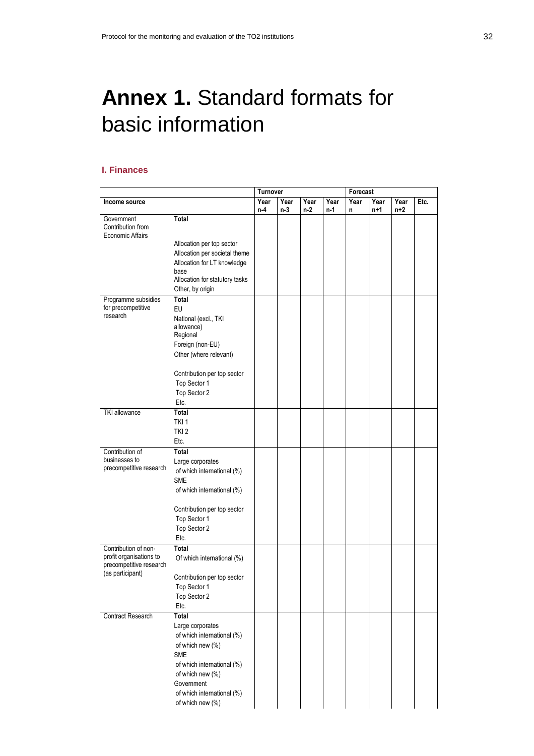# **Annex 1.** Standard formats for basic information

### I. Finances

| | | Turnover | | | | Forecast | | | |
|---|---|---|---|---|---|---|---|---|---|
| **Income source** | | **Year n-4** | **Year n-3** | **Year n-2** | **Year n-1** | **Year n** | **Year n+1** | **Year n+2** | **Etc.** |
| Government Contribution from Economic Affairs | **Total** | | | | | | | | |
| | Allocation per top sector | | | | | | | | |
| | Allocation per societal theme | | | | | | | | |
| | Allocation for LT knowledge base | | | | | | | | |
| | Allocation for statutory tasks | | | | | | | | |
| | Other, by origin | | | | | | | | |
| Programme subsidies for precompetitive research | **Total** | | | | | | | | |
| | EU | | | | | | | | |
| | National (excl., TKI allowance) | | | | | | | | |
| | Regional | | | | | | | | |
| | Foreign (non-EU) | | | | | | | | |
| | Other (where relevant) | | | | | | | | |
| | Contribution per top sector | | | | | | | | |
| | Top Sector 1 | | | | | | | | |
| | Top Sector 2 | | | | | | | | |
| | Etc. | | | | | | | | |
| TKI allowance | **Total** | | | | | | | | |
| | TKI 1 | | | | | | | | |
| | TKI 2 | | | | | | | | |
| | Etc. | | | | | | | | |
| Contribution of businesses to precompetitive research | **Total** | | | | | | | | |
| | Large corporates | | | | | | | | |
| | of which international (%) | | | | | | | | |
| | SME | | | | | | | | |
| | of which international (%) | | | | | | | | |
| | Contribution per top sector | | | | | | | | |
| | Top Sector 1 | | | | | | | | |
| | Top Sector 2 | | | | | | | | |
| | Etc. | | | | | | | | |
| Contribution of non-profit organisations to precompetitive research (as participant) | **Total** | | | | | | | | |
| | Of which international (%) | | | | | | | | |
| | Contribution per top sector | | | | | | | | |
| | Top Sector 1 | | | | | | | | |
| | Top Sector 2 | | | | | | | | |
| | Etc. | | | | | | | | |
| Contract Research | **Total** | | | | | | | | |
| | Large corporates | | | | | | | | |
| | of which international (%) | | | | | | | | |
| | of which new (%) | | | | | | | | |
| | SME | | | | | | | | |
| | of which international (%) | | | | | | | | |
| | of which new (%) | | | | | | | | |
| | Government | | | | | | | | |
| | of which international (%) | | | | | | | | |
| | of which new (%) | | | | | | | | |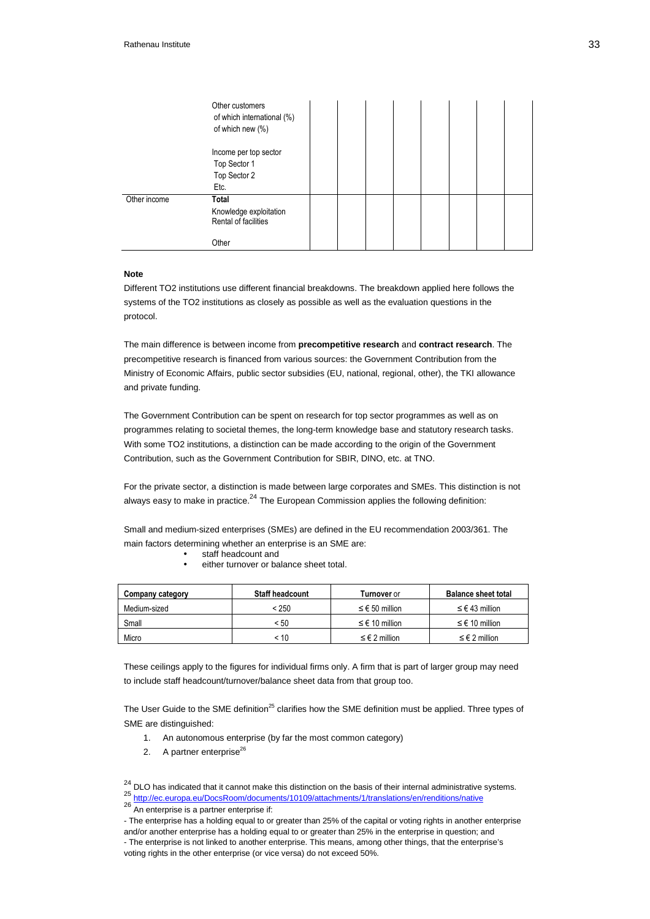| | | | | | | | | |
|---|---|---|---|---|---|---|---|---|
| | Other customers<br>of which international (%)<br>of which new (%)<br><br>Income per top sector<br>Top Sector 1<br>Top Sector 2<br>Etc. | | | | | | | |
| Other income | **Total**<br>Knowledge exploitation<br>Rental of facilities<br><br>Other | | | | | | | |

**Note**

Different TO2 institutions use different financial breakdowns. The breakdown applied here follows the systems of the TO2 institutions as closely as possible as well as the evaluation questions in the protocol.

The main difference is between income from **precompetitive research** and **contract research**. The precompetitive research is financed from various sources: the Government Contribution from the Ministry of Economic Affairs, public sector subsidies (EU, national, regional, other), the TKI allowance and private funding.

The Government Contribution can be spent on research for top sector programmes as well as on programmes relating to societal themes, the long-term knowledge base and statutory research tasks. With some TO2 institutions, a distinction can be made according to the origin of the Government Contribution, such as the Government Contribution for SBIR, DINO, etc. at TNO.

For the private sector, a distinction is made between large corporates and SMEs. This distinction is not always easy to make in practice.[24] The European Commission applies the following definition:

Small and medium-sized enterprises (SMEs) are defined in the EU recommendation 2003/361. The main factors determining whether an enterprise is an SME are:

- staff headcount and
- either turnover or balance sheet total.

| Company category | Staff headcount | Turnover or | Balance sheet total |
|---|---|---|---|
| Medium-sized | < 250 | ≤ € 50 million | ≤ € 43 million |
| Small | < 50 | ≤ € 10 million | ≤ € 10 million |
| Micro | < 10 | ≤ € 2 million | ≤ € 2 million |

These ceilings apply to the figures for individual firms only. A firm that is part of larger group may need to include staff headcount/turnover/balance sheet data from that group too.

The User Guide to the SME definition[25] clarifies how the SME definition must be applied. Three types of SME are distinguished:

1. An autonomous enterprise (by far the most common category)
2. A partner enterprise[26]

[24] DLO has indicated that it cannot make this distinction on the basis of their internal administrative systems.

[25] http://ec.europa.eu/DocsRoom/documents/10109/attachments/1/translations/en/renditions/native

[26] An enterprise is a partner enterprise if:

- The enterprise has a holding equal to or greater than 25% of the capital or voting rights in another enterprise and/or another enterprise has a holding equal to or greater than 25% in the enterprise in question; and
- The enterprise is not linked to another enterprise. This means, among other things, that the enterprise's voting rights in the other enterprise (or vice versa) do not exceed 50%.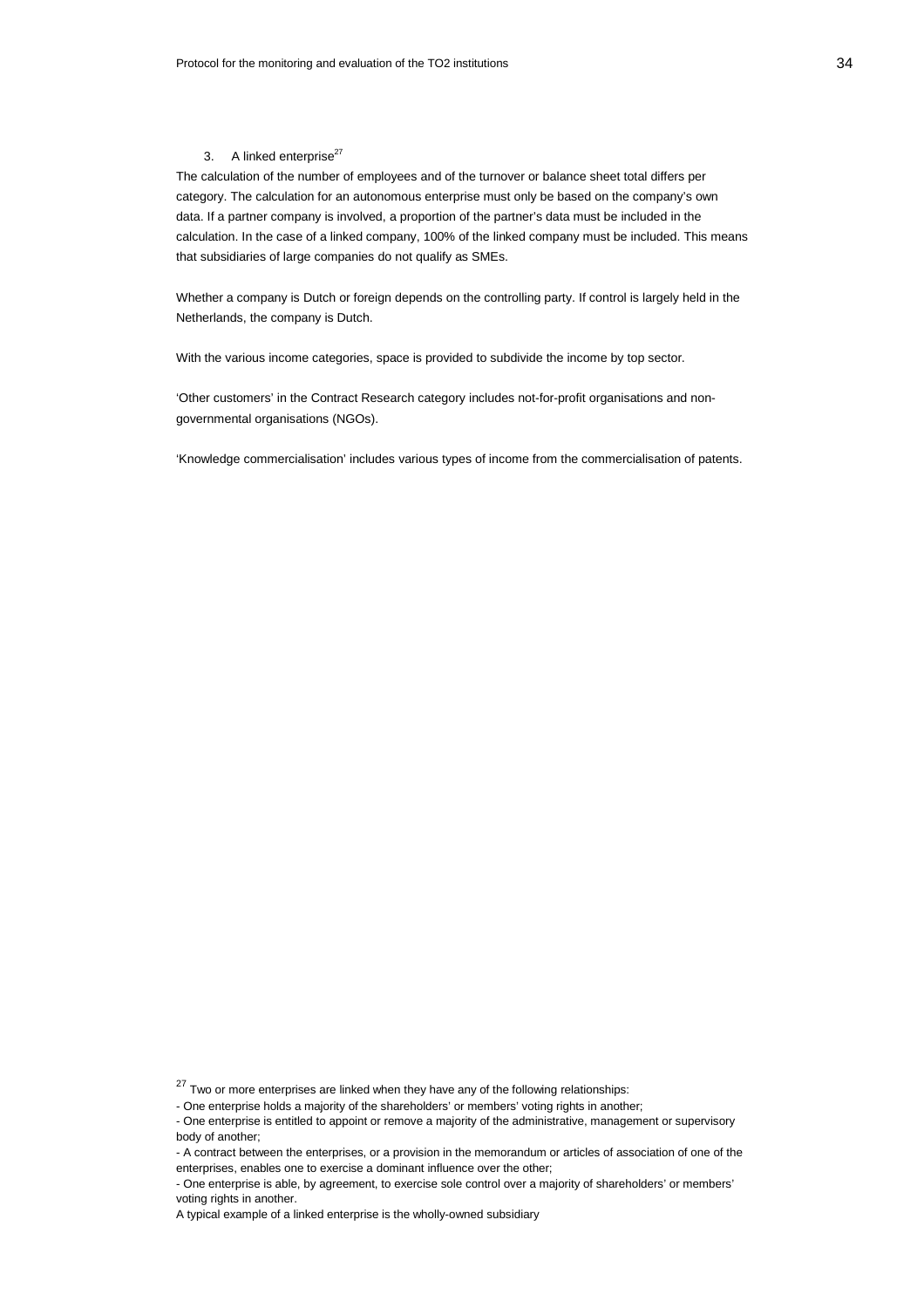3. A linked enterprise[27]

The calculation of the number of employees and of the turnover or balance sheet total differs per category. The calculation for an autonomous enterprise must only be based on the company's own data. If a partner company is involved, a proportion of the partner's data must be included in the calculation. In the case of a linked company, 100% of the linked company must be included. This means that subsidiaries of large companies do not qualify as SMEs.

Whether a company is Dutch or foreign depends on the controlling party. If control is largely held in the Netherlands, the company is Dutch.

With the various income categories, space is provided to subdivide the income by top sector.

'Other customers' in the Contract Research category includes not-for-profit organisations and non-governmental organisations (NGOs).

'Knowledge commercialisation' includes various types of income from the commercialisation of patents.

[27] Two or more enterprises are linked when they have any of the following relationships:
- One enterprise holds a majority of the shareholders' or members' voting rights in another;
- One enterprise is entitled to appoint or remove a majority of the administrative, management or supervisory body of another;
- A contract between the enterprises, or a provision in the memorandum or articles of association of one of the enterprises, enables one to exercise a dominant influence over the other;
- One enterprise is able, by agreement, to exercise sole control over a majority of shareholders' or members' voting rights in another.

A typical example of a linked enterprise is the wholly-owned subsidiary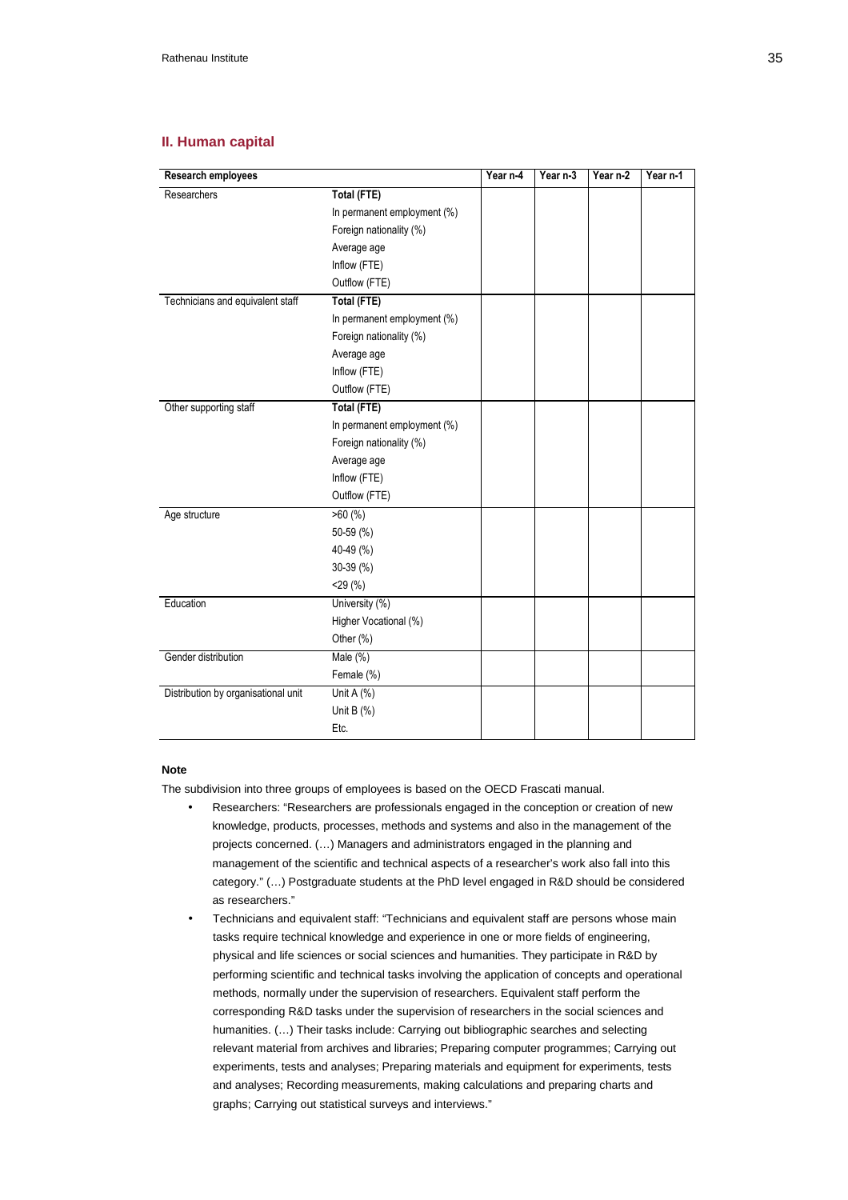## II. Human capital

| Research employees | | Year n-4 | Year n-3 | Year n-2 | Year n-1 |
|---|---|---|---|---|---|
| Researchers | **Total (FTE)** | | | | |
| | In permanent employment (%) | | | | |
| | Foreign nationality (%) | | | | |
| | Average age | | | | |
| | Inflow (FTE) | | | | |
| | Outflow (FTE) | | | | |
| Technicians and equivalent staff | **Total (FTE)** | | | | |
| | In permanent employment (%) | | | | |
| | Foreign nationality (%) | | | | |
| | Average age | | | | |
| | Inflow (FTE) | | | | |
| | Outflow (FTE) | | | | |
| Other supporting staff | **Total (FTE)** | | | | |
| | In permanent employment (%) | | | | |
| | Foreign nationality (%) | | | | |
| | Average age | | | | |
| | Inflow (FTE) | | | | |
| | Outflow (FTE) | | | | |
| Age structure | >60 (%) | | | | |
| | 50-59 (%) | | | | |
| | 40-49 (%) | | | | |
| | 30-39 (%) | | | | |
| | <29 (%) | | | | |
| Education | University (%) | | | | |
| | Higher Vocational (%) | | | | |
| | Other (%) | | | | |
| Gender distribution | Male (%) | | | | |
| | Female (%) | | | | |
| Distribution by organisational unit | Unit A (%) | | | | |
| | Unit B (%) | | | | |
| | Etc. | | | | |

**Note**

The subdivision into three groups of employees is based on the OECD Frascati manual.

- Researchers: “Researchers are professionals engaged in the conception or creation of new knowledge, products, processes, methods and systems and also in the management of the projects concerned. (…) Managers and administrators engaged in the planning and management of the scientific and technical aspects of a researcher's work also fall into this category.” (…) Postgraduate students at the PhD level engaged in R&D should be considered as researchers.”
- Technicians and equivalent staff: “Technicians and equivalent staff are persons whose main tasks require technical knowledge and experience in one or more fields of engineering, physical and life sciences or social sciences and humanities. They participate in R&D by performing scientific and technical tasks involving the application of concepts and operational methods, normally under the supervision of researchers. Equivalent staff perform the corresponding R&D tasks under the supervision of researchers in the social sciences and humanities. (…) Their tasks include: Carrying out bibliographic searches and selecting relevant material from archives and libraries; Preparing computer programmes; Carrying out experiments, tests and analyses; Preparing materials and equipment for experiments, tests and analyses; Recording measurements, making calculations and preparing charts and graphs; Carrying out statistical surveys and interviews.”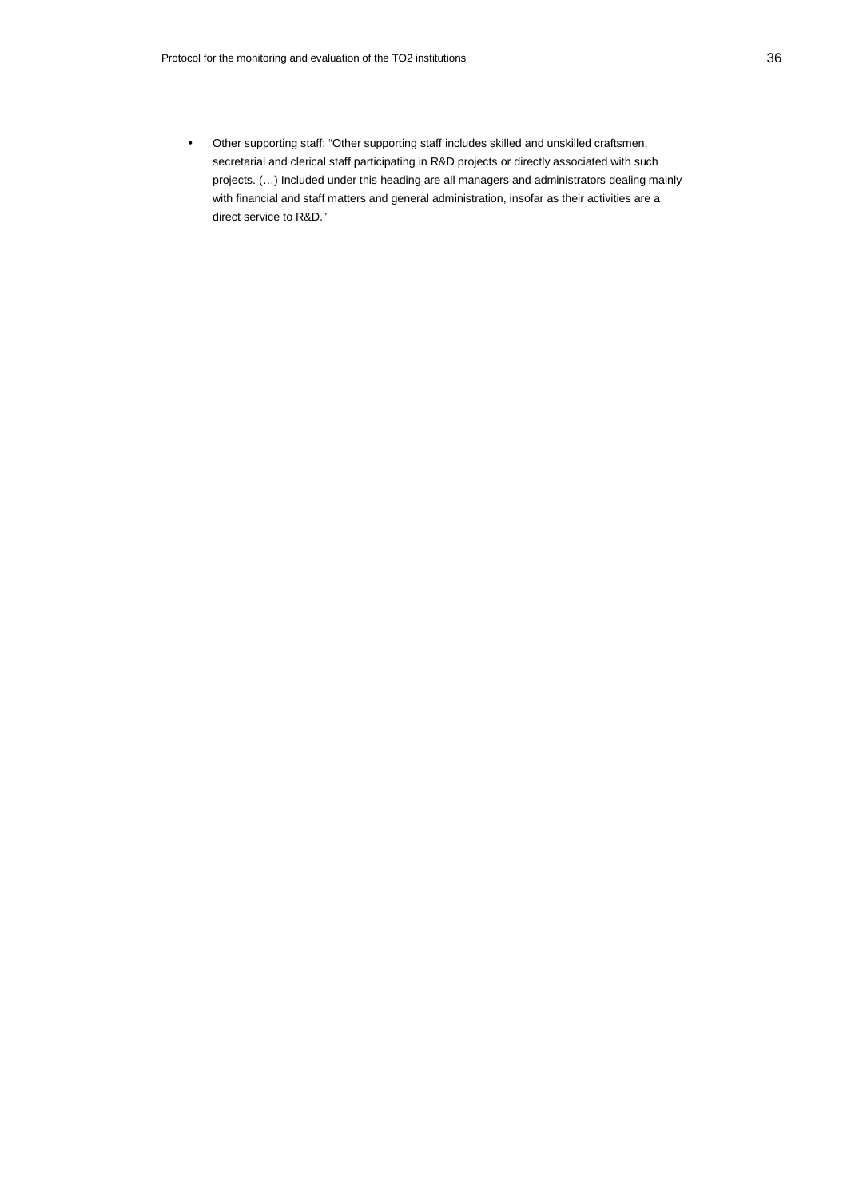- Other supporting staff: "Other supporting staff includes skilled and unskilled craftsmen, secretarial and clerical staff participating in R&D projects or directly associated with such projects. (…) Included under this heading are all managers and administrators dealing mainly with financial and staff matters and general administration, insofar as their activities are a direct service to R&D."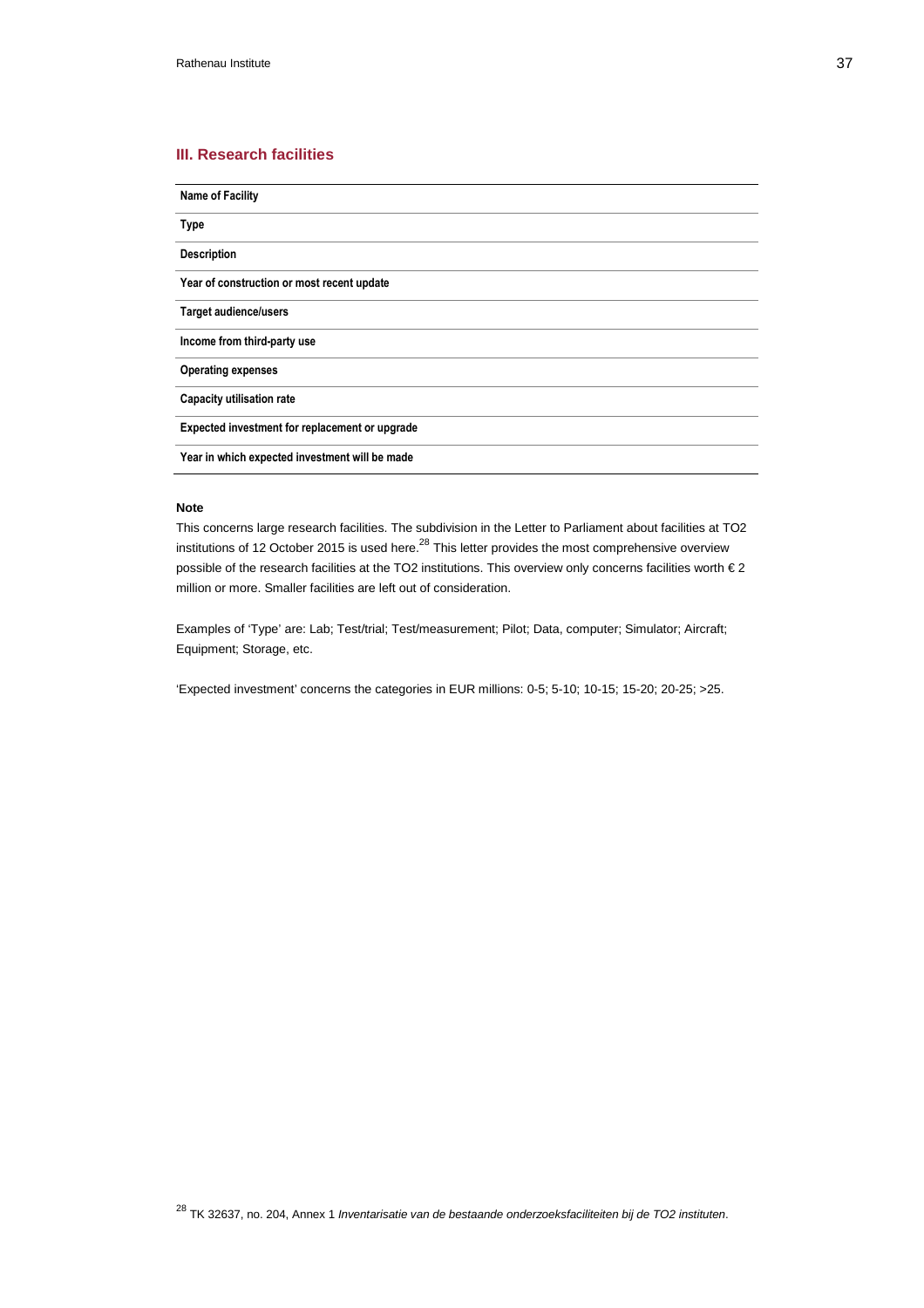## III. Research facilities

| Name of Facility |
|---|
| Type |
| Description |
| Year of construction or most recent update |
| Target audience/users |
| Income from third-party use |
| Operating expenses |
| Capacity utilisation rate |
| Expected investment for replacement or upgrade |
| Year in which expected investment will be made |

**Note**

This concerns large research facilities. The subdivision in the Letter to Parliament about facilities at TO2 institutions of 12 October 2015 is used here.[28] This letter provides the most comprehensive overview possible of the research facilities at the TO2 institutions. This overview only concerns facilities worth € 2 million or more. Smaller facilities are left out of consideration.

Examples of 'Type' are: Lab; Test/trial; Test/measurement; Pilot; Data, computer; Simulator; Aircraft; Equipment; Storage, etc.

'Expected investment' concerns the categories in EUR millions: 0-5; 5-10; 10-15; 15-20; 20-25; >25.

[28] TK 32637, no. 204, Annex 1 *Inventarisatie van de bestaande onderzoeksfaciliteiten bij de TO2 instituten*.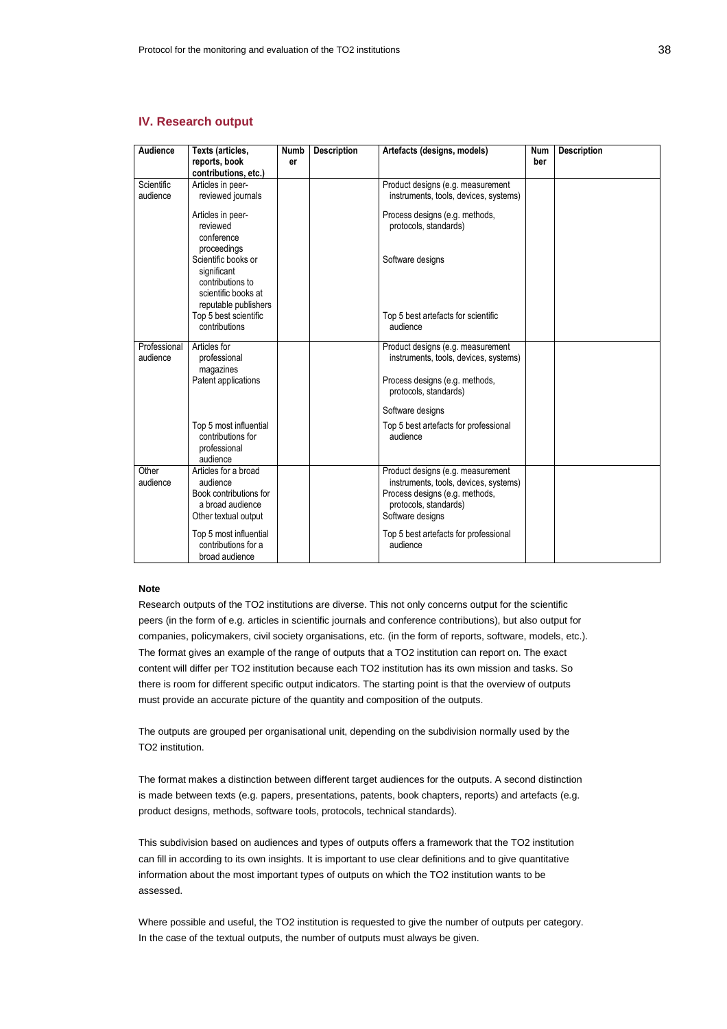## IV. Research output

| Audience | Texts (articles, reports, book contributions, etc.) | Number | Description | Artefacts (designs, models) | Number | Description |
|---|---|---|---|---|---|---|
| Scientific audience | Articles in peer-reviewed journals | | | Product designs (e.g. measurement instruments, tools, devices, systems) | | |
| | Articles in peer-reviewed conference proceedings | | | Process designs (e.g. methods, protocols, standards) | | |
| | Scientific books or significant contributions to scientific books at reputable publishers | | | Software designs | | |
| | Top 5 best scientific contributions | | | Top 5 best artefacts for scientific audience | | |
| Professional audience | Articles for professional magazines | | | Product designs (e.g. measurement instruments, tools, devices, systems) | | |
| | Patent applications | | | Process designs (e.g. methods, protocols, standards) | | |
| | | | | Software designs | | |
| | Top 5 most influential contributions for professional audience | | | Top 5 best artefacts for professional audience | | |
| Other audience | Articles for a broad audience | | | Product designs (e.g. measurement instruments, tools, devices, systems) | | |
| | Book contributions for a broad audience | | | Process designs (e.g. methods, protocols, standards) | | |
| | Other textual output | | | Software designs | | |
| | Top 5 most influential contributions for a broad audience | | | Top 5 best artefacts for professional audience | | |

**Note**

Research outputs of the TO2 institutions are diverse. This not only concerns output for the scientific peers (in the form of e.g. articles in scientific journals and conference contributions), but also output for companies, policymakers, civil society organisations, etc. (in the form of reports, software, models, etc.). The format gives an example of the range of outputs that a TO2 institution can report on. The exact content will differ per TO2 institution because each TO2 institution has its own mission and tasks. So there is room for different specific output indicators. The starting point is that the overview of outputs must provide an accurate picture of the quantity and composition of the outputs.

The outputs are grouped per organisational unit, depending on the subdivision normally used by the TO2 institution.

The format makes a distinction between different target audiences for the outputs. A second distinction is made between texts (e.g. papers, presentations, patents, book chapters, reports) and artefacts (e.g. product designs, methods, software tools, protocols, technical standards).

This subdivision based on audiences and types of outputs offers a framework that the TO2 institution can fill in according to its own insights. It is important to use clear definitions and to give quantitative information about the most important types of outputs on which the TO2 institution wants to be assessed.

Where possible and useful, the TO2 institution is requested to give the number of outputs per category. In the case of the textual outputs, the number of outputs must always be given.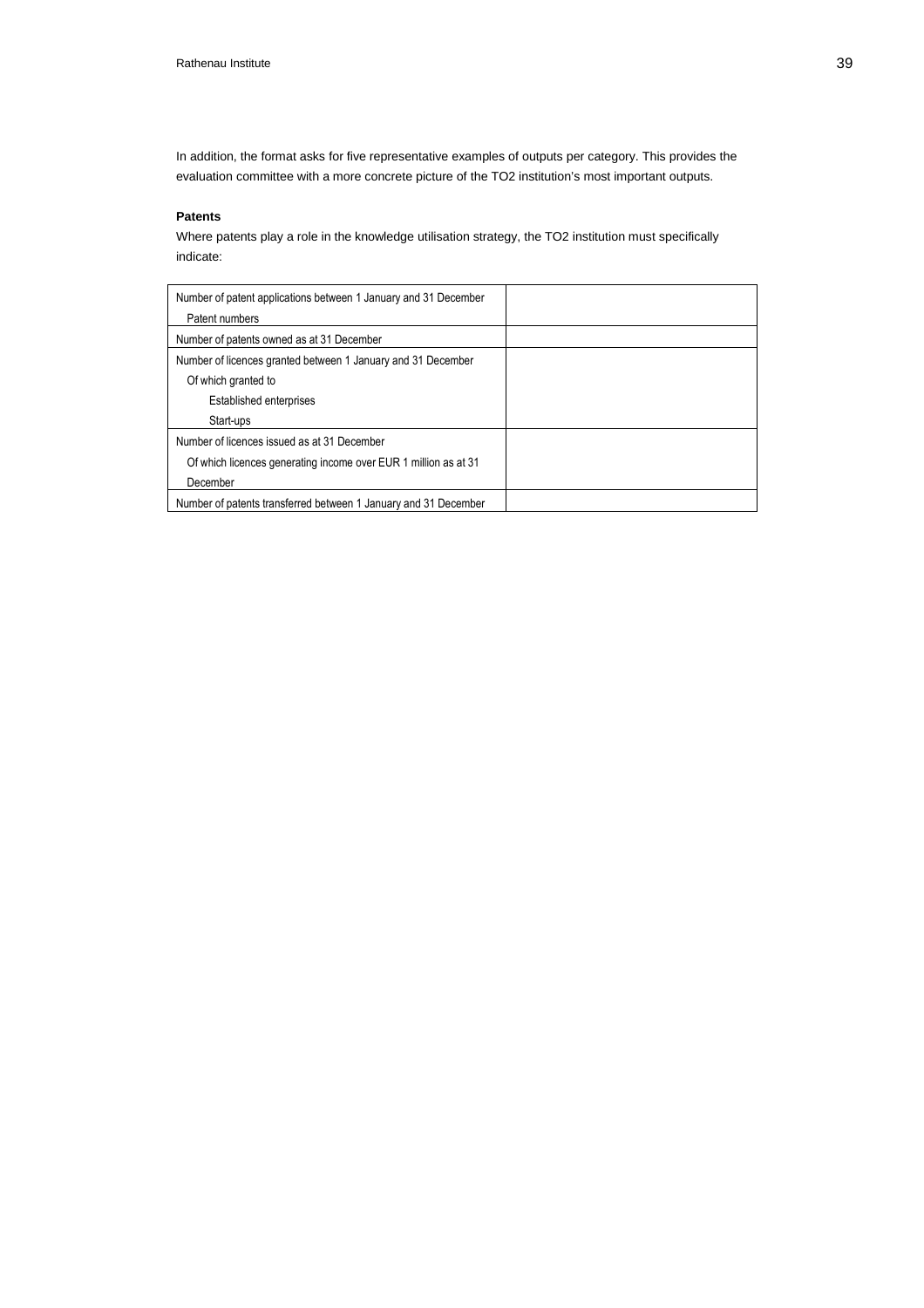In addition, the format asks for five representative examples of outputs per category. This provides the evaluation committee with a more concrete picture of the TO2 institution's most important outputs.

**Patents**

Where patents play a role in the knowledge utilisation strategy, the TO2 institution must specifically indicate:

| | |
|---|---|
| Number of patent applications between 1 January and 31 December<br>Patent numbers | |
| Number of patents owned as at 31 December | |
| Number of licences granted between 1 January and 31 December<br>Of which granted to<br>Established enterprises<br>Start-ups | |
| Number of licences issued as at 31 December<br>Of which licences generating income over EUR 1 million as at 31 December | |
| Number of patents transferred between 1 January and 31 December | |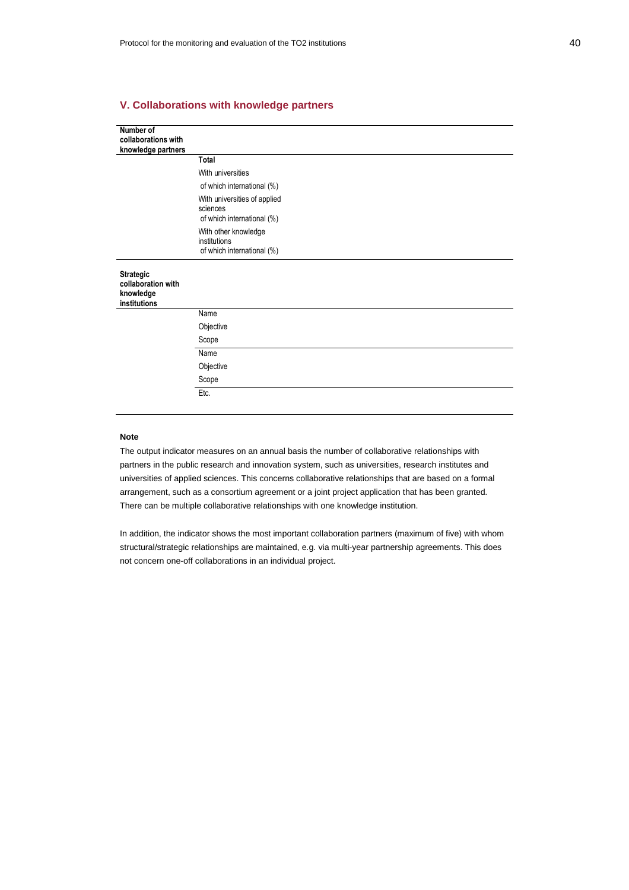## V. Collaborations with knowledge partners

| Number of collaborations with knowledge partners | |
|---|---|
| | **Total** |
| | With universities |
| | of which international (%) |
| | With universities of applied sciences<br>of which international (%) |
| | With other knowledge institutions<br>of which international (%) |
| **Strategic collaboration with knowledge institutions** | |
| | Name |
| | Objective |
| | Scope |
| | Name |
| | Objective |
| | Scope |
| | Etc. |

**Note**

The output indicator measures on an annual basis the number of collaborative relationships with partners in the public research and innovation system, such as universities, research institutes and universities of applied sciences. This concerns collaborative relationships that are based on a formal arrangement, such as a consortium agreement or a joint project application that has been granted. There can be multiple collaborative relationships with one knowledge institution.

In addition, the indicator shows the most important collaboration partners (maximum of five) with whom structural/strategic relationships are maintained, e.g. via multi-year partnership agreements. This does not concern one-off collaborations in an individual project.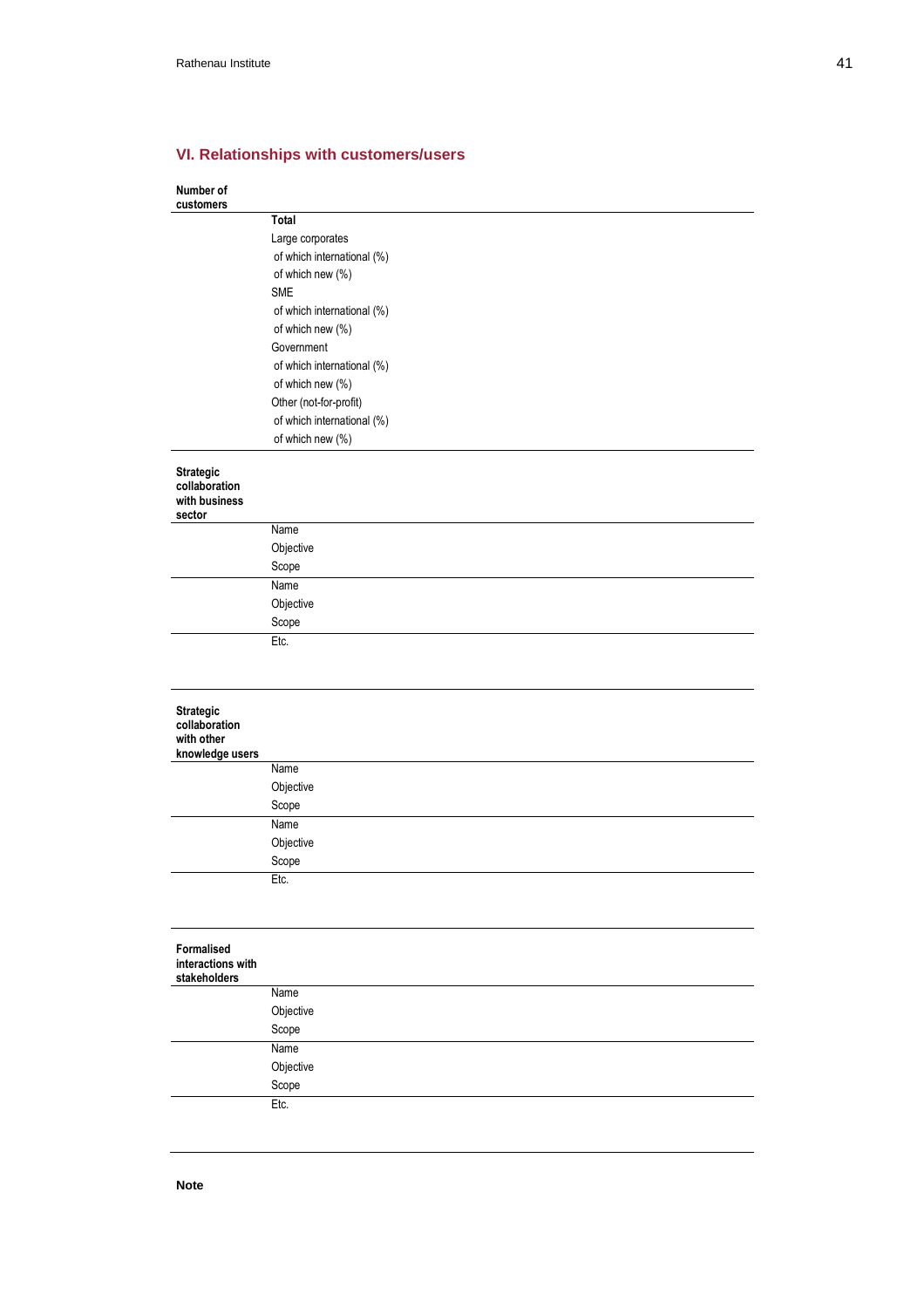## VI. Relationships with customers/users

| Number of customers | |
|---|---|
| | **Total** |
| | Large corporates |
| | of which international (%) |
| | of which new (%) |
| | SME |
| | of which international (%) |
| | of which new (%) |
| | Government |
| | of which international (%) |
| | of which new (%) |
| | Other (not-for-profit) |
| | of which international (%) |
| | of which new (%) |

| Strategic collaboration with business sector | |
|---|---|
| | Name |
| | Objective |
| | Scope |
| | Name |
| | Objective |
| | Scope |
| | Etc. |

| Strategic collaboration with other knowledge users | |
|---|---|
| | Name |
| | Objective |
| | Scope |
| | Name |
| | Objective |
| | Scope |
| | Etc. |

| Formalised interactions with stakeholders | |
|---|---|
| | Name |
| | Objective |
| | Scope |
| | Name |
| | Objective |
| | Scope |
| | Etc. |

**Note**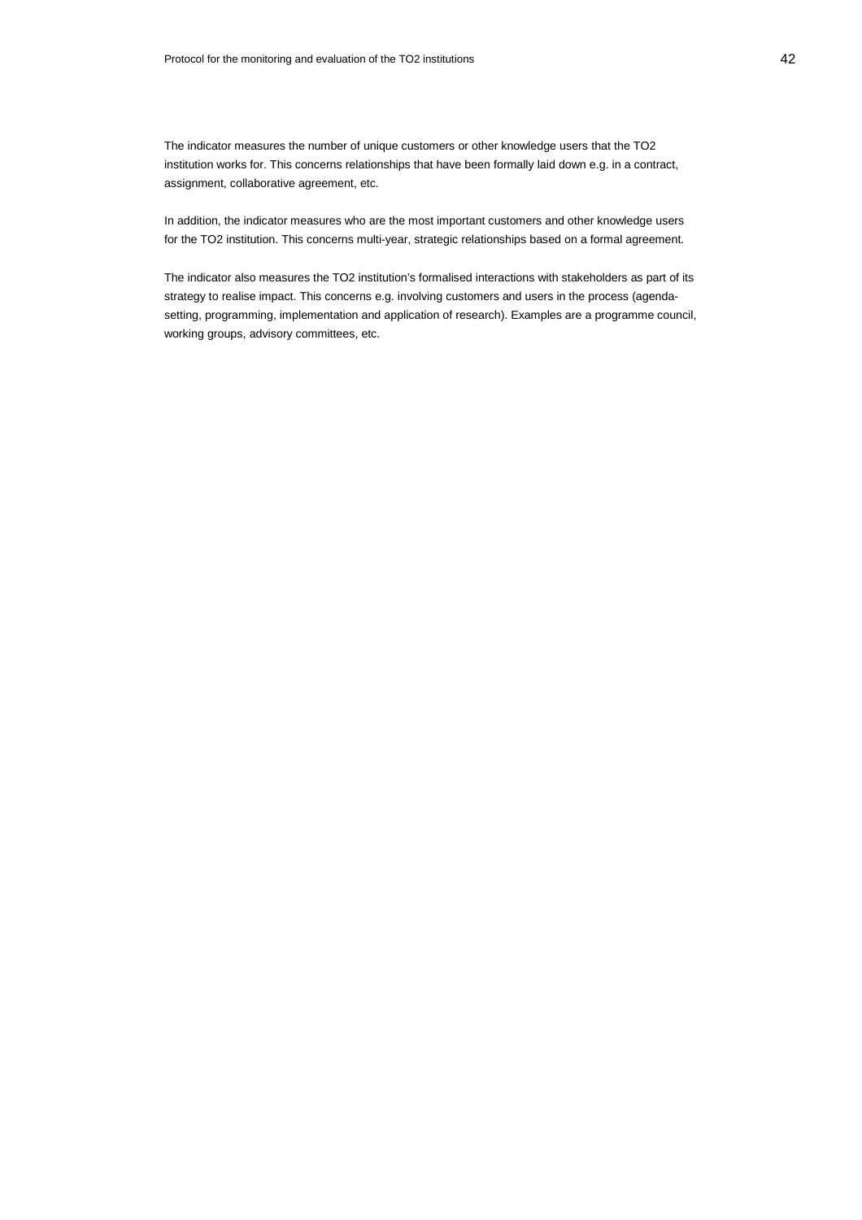The indicator measures the number of unique customers or other knowledge users that the TO2 institution works for. This concerns relationships that have been formally laid down e.g. in a contract, assignment, collaborative agreement, etc.

In addition, the indicator measures who are the most important customers and other knowledge users for the TO2 institution. This concerns multi-year, strategic relationships based on a formal agreement.

The indicator also measures the TO2 institution's formalised interactions with stakeholders as part of its strategy to realise impact. This concerns e.g. involving customers and users in the process (agenda-setting, programming, implementation and application of research). Examples are a programme council, working groups, advisory committees, etc.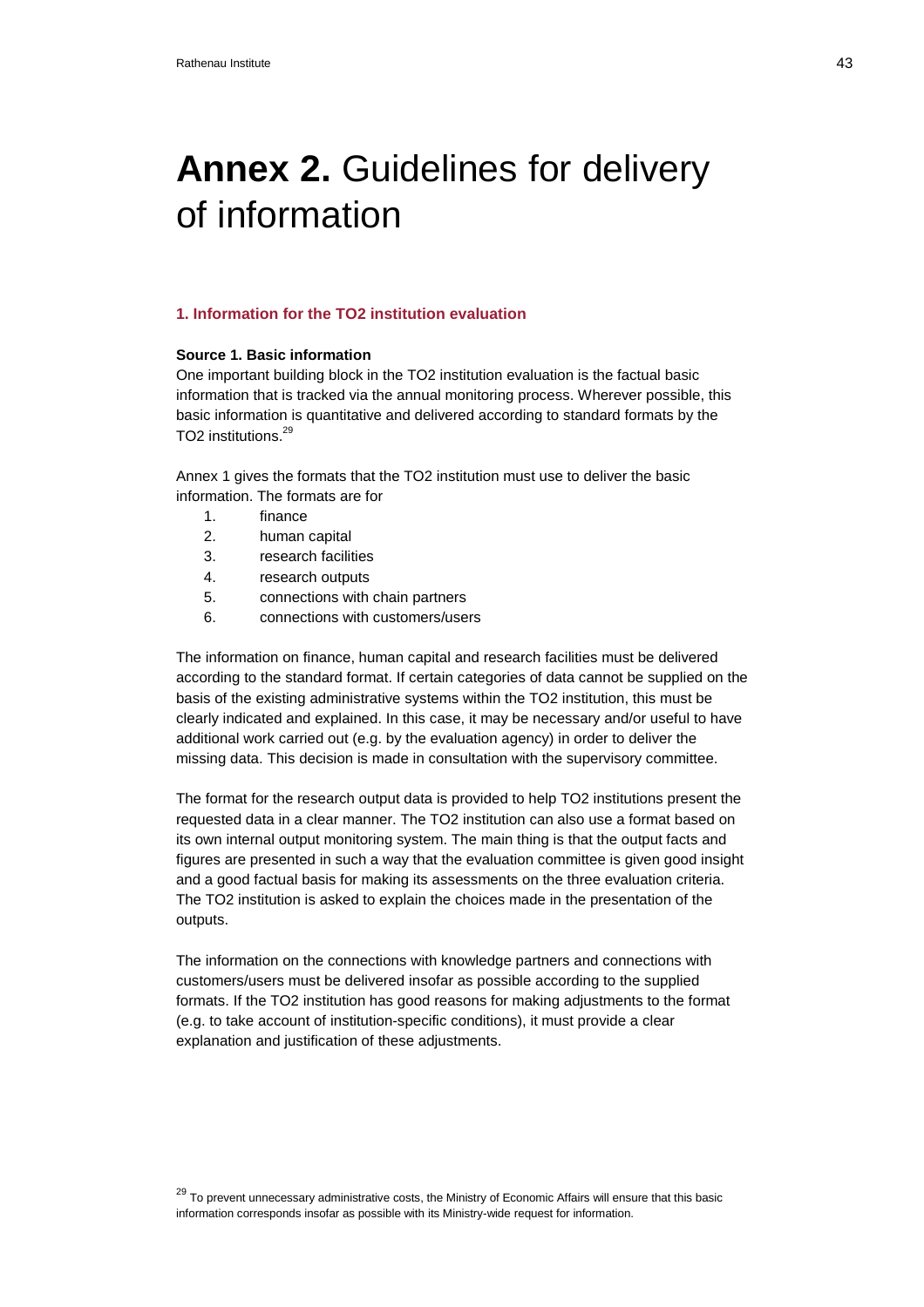# **Annex 2.** Guidelines for delivery of information

### 1. Information for the TO2 institution evaluation

**Source 1. Basic information**

One important building block in the TO2 institution evaluation is the factual basic information that is tracked via the annual monitoring process. Wherever possible, this basic information is quantitative and delivered according to standard formats by the TO2 institutions.[29]

Annex 1 gives the formats that the TO2 institution must use to deliver the basic information. The formats are for

1. finance
2. human capital
3. research facilities
4. research outputs
5. connections with chain partners
6. connections with customers/users

The information on finance, human capital and research facilities must be delivered according to the standard format. If certain categories of data cannot be supplied on the basis of the existing administrative systems within the TO2 institution, this must be clearly indicated and explained. In this case, it may be necessary and/or useful to have additional work carried out (e.g. by the evaluation agency) in order to deliver the missing data. This decision is made in consultation with the supervisory committee.

The format for the research output data is provided to help TO2 institutions present the requested data in a clear manner. The TO2 institution can also use a format based on its own internal output monitoring system. The main thing is that the output facts and figures are presented in such a way that the evaluation committee is given good insight and a good factual basis for making its assessments on the three evaluation criteria. The TO2 institution is asked to explain the choices made in the presentation of the outputs.

The information on the connections with knowledge partners and connections with customers/users must be delivered insofar as possible according to the supplied formats. If the TO2 institution has good reasons for making adjustments to the format (e.g. to take account of institution-specific conditions), it must provide a clear explanation and justification of these adjustments.

[29] To prevent unnecessary administrative costs, the Ministry of Economic Affairs will ensure that this basic information corresponds insofar as possible with its Ministry-wide request for information.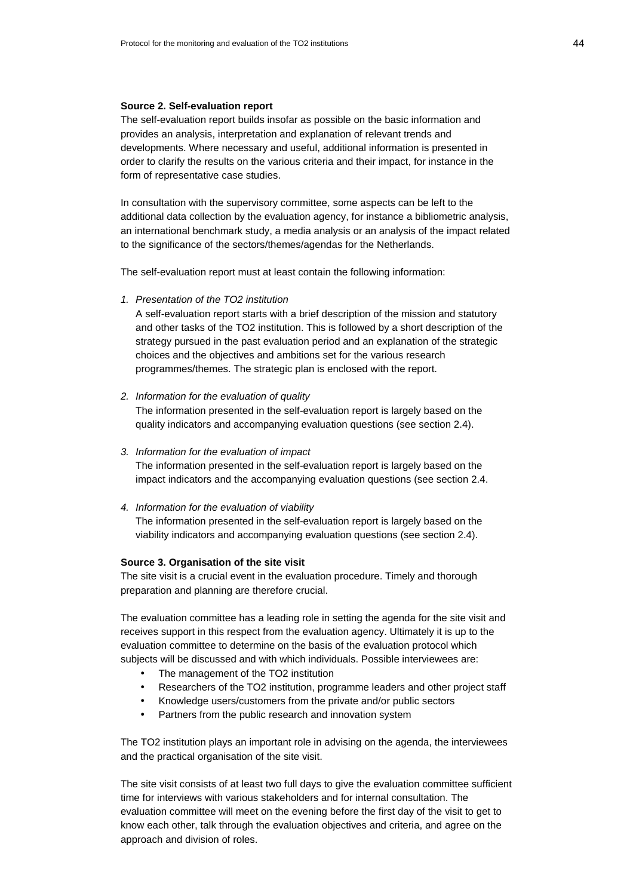**Source 2. Self-evaluation report**

The self-evaluation report builds insofar as possible on the basic information and provides an analysis, interpretation and explanation of relevant trends and developments. Where necessary and useful, additional information is presented in order to clarify the results on the various criteria and their impact, for instance in the form of representative case studies.

In consultation with the supervisory committee, some aspects can be left to the additional data collection by the evaluation agency, for instance a bibliometric analysis, an international benchmark study, a media analysis or an analysis of the impact related to the significance of the sectors/themes/agendas for the Netherlands.

The self-evaluation report must at least contain the following information:

1. *Presentation of the TO2 institution*
   A self-evaluation report starts with a brief description of the mission and statutory and other tasks of the TO2 institution. This is followed by a short description of the strategy pursued in the past evaluation period and an explanation of the strategic choices and the objectives and ambitions set for the various research programmes/themes. The strategic plan is enclosed with the report.

2. *Information for the evaluation of quality*
   The information presented in the self-evaluation report is largely based on the quality indicators and accompanying evaluation questions (see section 2.4).

3. *Information for the evaluation of impact*
   The information presented in the self-evaluation report is largely based on the impact indicators and the accompanying evaluation questions (see section 2.4.

4. *Information for the evaluation of viability*
   The information presented in the self-evaluation report is largely based on the viability indicators and accompanying evaluation questions (see section 2.4).

**Source 3. Organisation of the site visit**

The site visit is a crucial event in the evaluation procedure. Timely and thorough preparation and planning are therefore crucial.

The evaluation committee has a leading role in setting the agenda for the site visit and receives support in this respect from the evaluation agency. Ultimately it is up to the evaluation committee to determine on the basis of the evaluation protocol which subjects will be discussed and with which individuals. Possible interviewees are:

- The management of the TO2 institution
- Researchers of the TO2 institution, programme leaders and other project staff
- Knowledge users/customers from the private and/or public sectors
- Partners from the public research and innovation system

The TO2 institution plays an important role in advising on the agenda, the interviewees and the practical organisation of the site visit.

The site visit consists of at least two full days to give the evaluation committee sufficient time for interviews with various stakeholders and for internal consultation. The evaluation committee will meet on the evening before the first day of the visit to get to know each other, talk through the evaluation objectives and criteria, and agree on the approach and division of roles.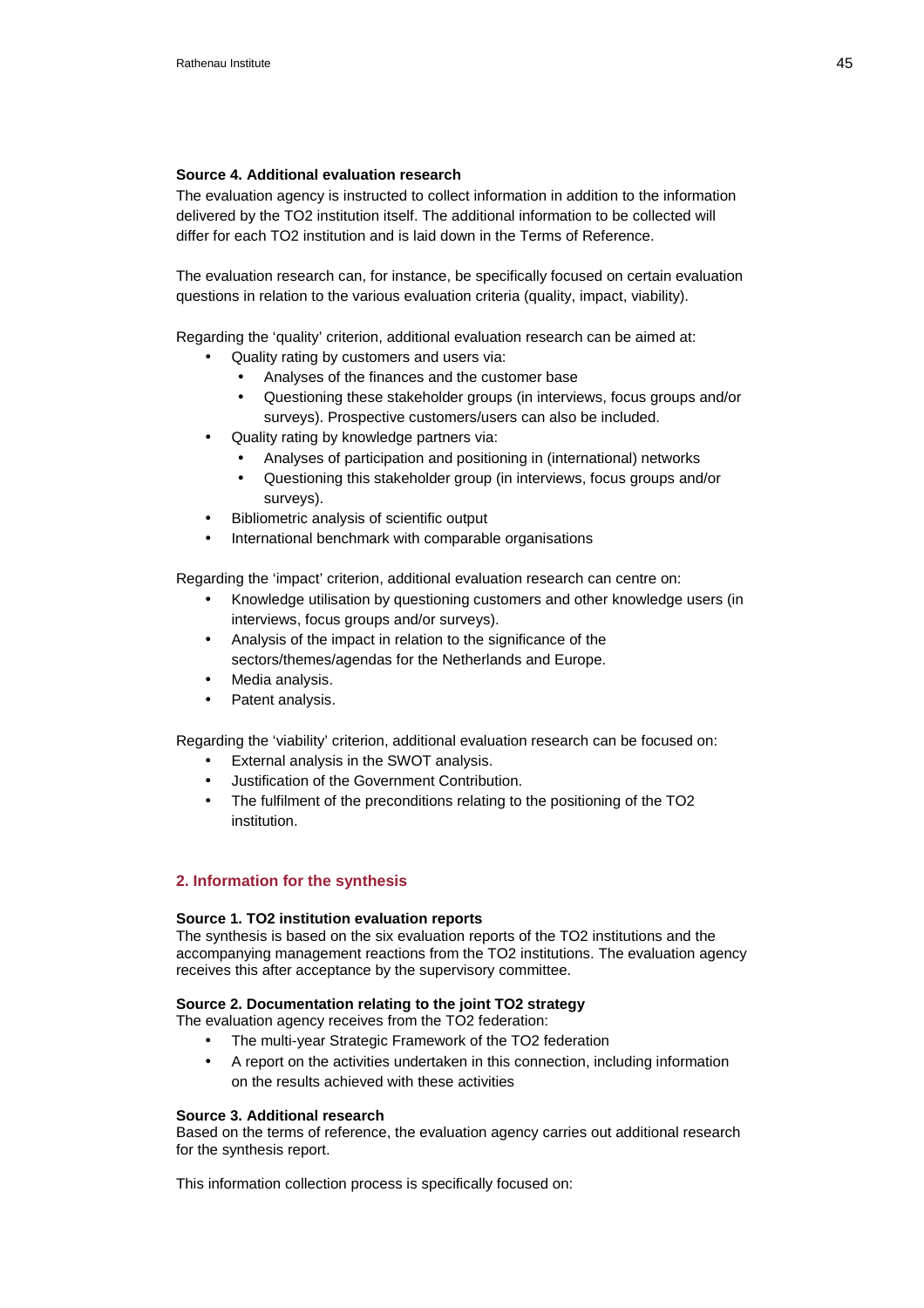**Source 4. Additional evaluation research**

The evaluation agency is instructed to collect information in addition to the information delivered by the TO2 institution itself. The additional information to be collected will differ for each TO2 institution and is laid down in the Terms of Reference.

The evaluation research can, for instance, be specifically focused on certain evaluation questions in relation to the various evaluation criteria (quality, impact, viability).

Regarding the 'quality' criterion, additional evaluation research can be aimed at:

- Quality rating by customers and users via:
  - Analyses of the finances and the customer base
  - Questioning these stakeholder groups (in interviews, focus groups and/or surveys). Prospective customers/users can also be included.
- Quality rating by knowledge partners via:
  - Analyses of participation and positioning in (international) networks
  - Questioning this stakeholder group (in interviews, focus groups and/or surveys).
- Bibliometric analysis of scientific output
- International benchmark with comparable organisations

Regarding the 'impact' criterion, additional evaluation research can centre on:

- Knowledge utilisation by questioning customers and other knowledge users (in interviews, focus groups and/or surveys).
- Analysis of the impact in relation to the significance of the sectors/themes/agendas for the Netherlands and Europe.
- Media analysis.
- Patent analysis.

Regarding the 'viability' criterion, additional evaluation research can be focused on:

- External analysis in the SWOT analysis.
- Justification of the Government Contribution.
- The fulfilment of the preconditions relating to the positioning of the TO2 institution.

## 2. Information for the synthesis

**Source 1. TO2 institution evaluation reports**

The synthesis is based on the six evaluation reports of the TO2 institutions and the accompanying management reactions from the TO2 institutions. The evaluation agency receives this after acceptance by the supervisory committee.

**Source 2. Documentation relating to the joint TO2 strategy**

The evaluation agency receives from the TO2 federation:

- The multi-year Strategic Framework of the TO2 federation
- A report on the activities undertaken in this connection, including information on the results achieved with these activities

**Source 3. Additional research**

Based on the terms of reference, the evaluation agency carries out additional research for the synthesis report.

This information collection process is specifically focused on: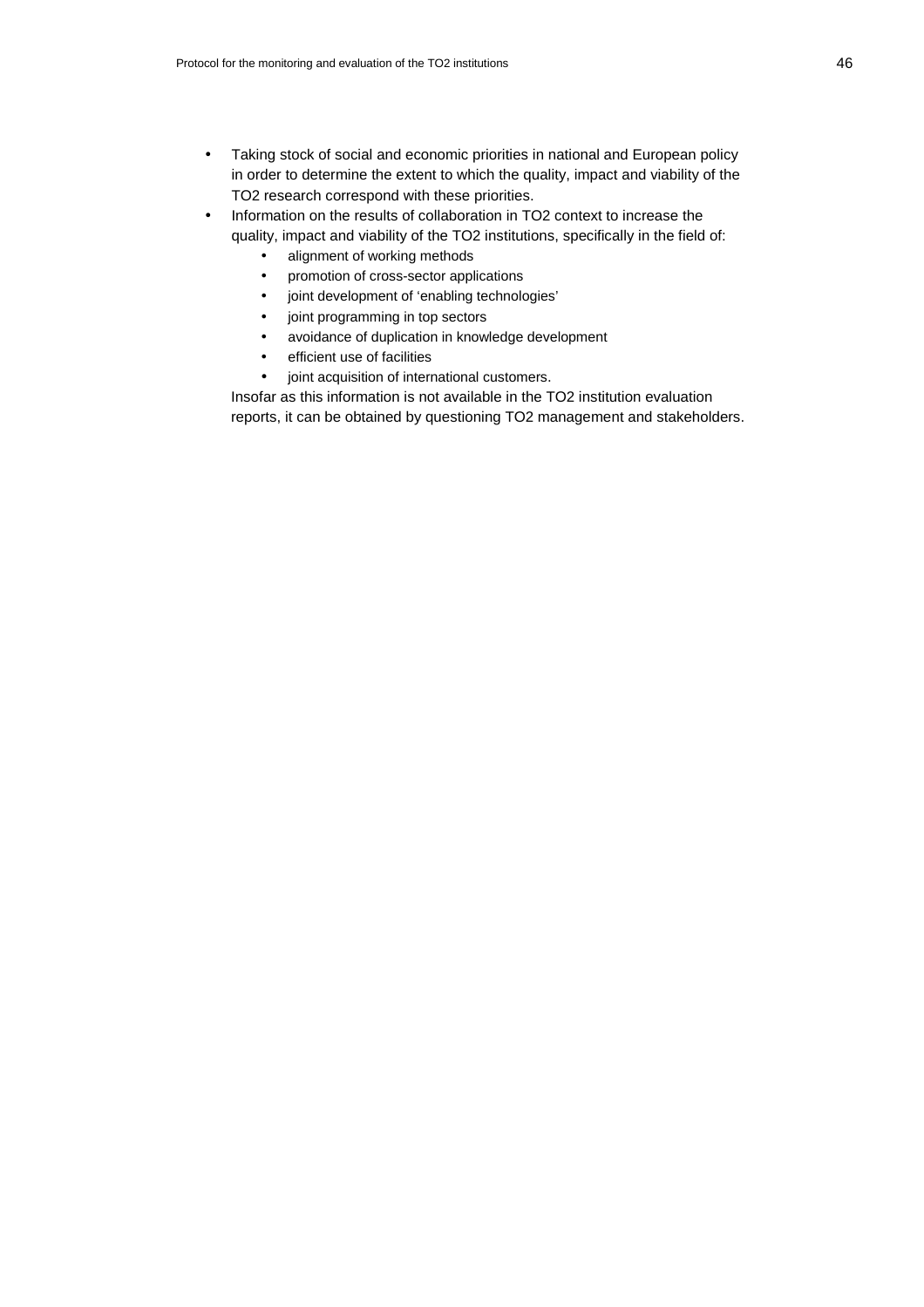- Taking stock of social and economic priorities in national and European policy in order to determine the extent to which the quality, impact and viability of the TO2 research correspond with these priorities.
- Information on the results of collaboration in TO2 context to increase the quality, impact and viability of the TO2 institutions, specifically in the field of:
    - alignment of working methods
    - promotion of cross-sector applications
    - joint development of 'enabling technologies'
    - joint programming in top sectors
    - avoidance of duplication in knowledge development
    - efficient use of facilities
    - joint acquisition of international customers.

  Insofar as this information is not available in the TO2 institution evaluation reports, it can be obtained by questioning TO2 management and stakeholders.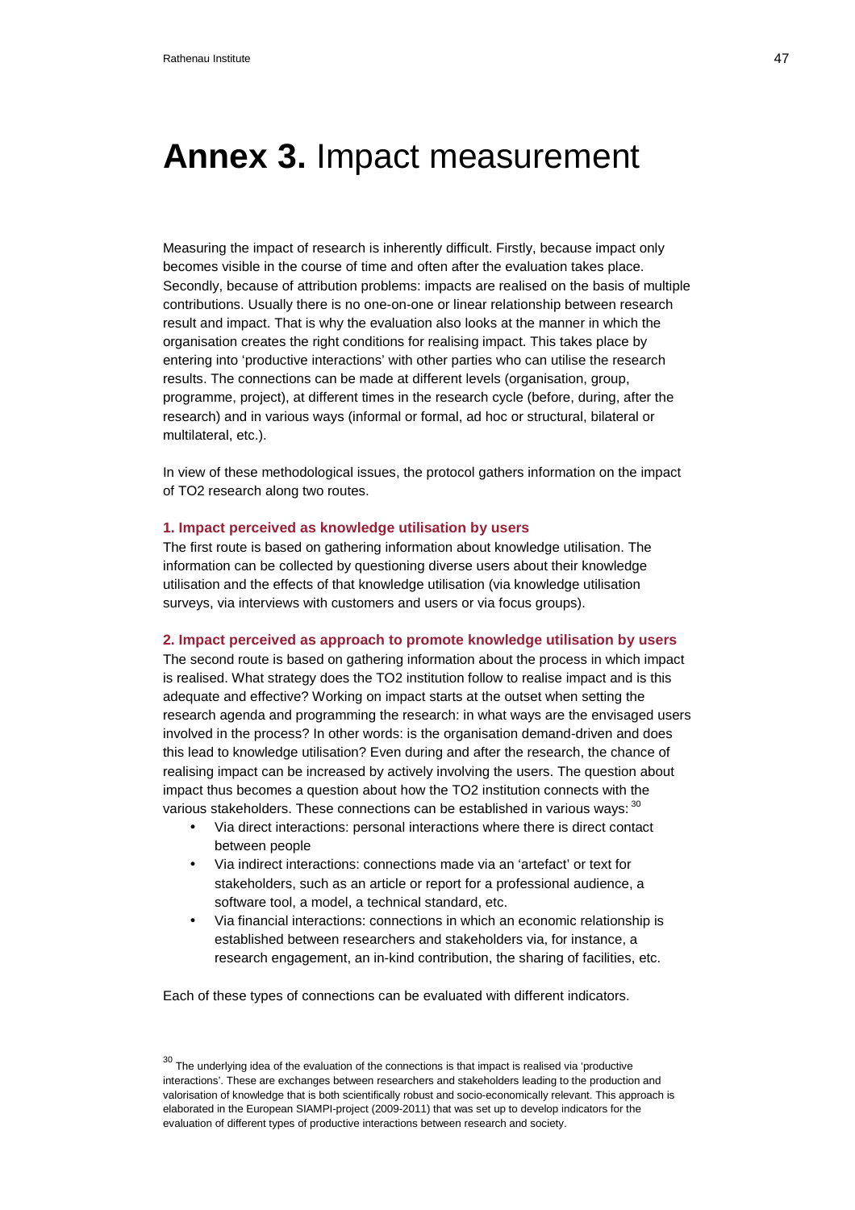# **Annex 3.** Impact measurement

Measuring the impact of research is inherently difficult. Firstly, because impact only becomes visible in the course of time and often after the evaluation takes place. Secondly, because of attribution problems: impacts are realised on the basis of multiple contributions. Usually there is no one-on-one or linear relationship between research result and impact. That is why the evaluation also looks at the manner in which the organisation creates the right conditions for realising impact. This takes place by entering into 'productive interactions' with other parties who can utilise the research results. The connections can be made at different levels (organisation, group, programme, project), at different times in the research cycle (before, during, after the research) and in various ways (informal or formal, ad hoc or structural, bilateral or multilateral, etc.).

In view of these methodological issues, the protocol gathers information on the impact of TO2 research along two routes.

#### 1. Impact perceived as knowledge utilisation by users

The first route is based on gathering information about knowledge utilisation. The information can be collected by questioning diverse users about their knowledge utilisation and the effects of that knowledge utilisation (via knowledge utilisation surveys, via interviews with customers and users or via focus groups).

#### 2. Impact perceived as approach to promote knowledge utilisation by users

The second route is based on gathering information about the process in which impact is realised. What strategy does the TO2 institution follow to realise impact and is this adequate and effective? Working on impact starts at the outset when setting the research agenda and programming the research: in what ways are the envisaged users involved in the process? In other words: is the organisation demand-driven and does this lead to knowledge utilisation? Even during and after the research, the chance of realising impact can be increased by actively involving the users. The question about impact thus becomes a question about how the TO2 institution connects with the various stakeholders. These connections can be established in various ways: [30]

- Via direct interactions: personal interactions where there is direct contact between people
- Via indirect interactions: connections made via an 'artefact' or text for stakeholders, such as an article or report for a professional audience, a software tool, a model, a technical standard, etc.
- Via financial interactions: connections in which an economic relationship is established between researchers and stakeholders via, for instance, a research engagement, an in-kind contribution, the sharing of facilities, etc.

Each of these types of connections can be evaluated with different indicators.

[30] The underlying idea of the evaluation of the connections is that impact is realised via 'productive interactions'. These are exchanges between researchers and stakeholders leading to the production and valorisation of knowledge that is both scientifically robust and socio-economically relevant. This approach is elaborated in the European SIAMPI-project (2009-2011) that was set up to develop indicators for the evaluation of different types of productive interactions between research and society.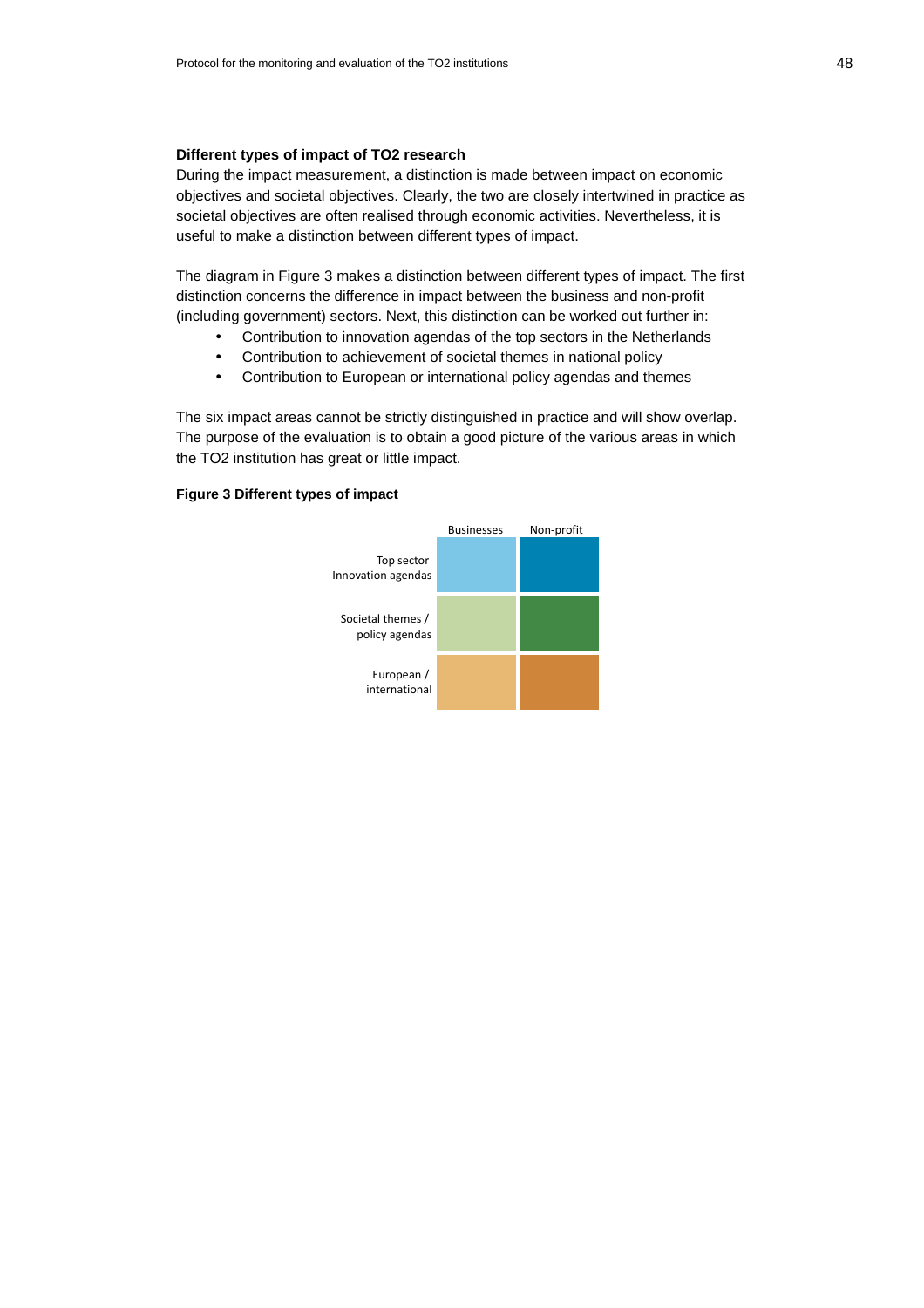**Different types of impact of TO2 research**

During the impact measurement, a distinction is made between impact on economic objectives and societal objectives. Clearly, the two are closely intertwined in practice as societal objectives are often realised through economic activities. Nevertheless, it is useful to make a distinction between different types of impact.

The diagram in Figure 3 makes a distinction between different types of impact. The first distinction concerns the difference in impact between the business and non-profit (including government) sectors. Next, this distinction can be worked out further in:

- Contribution to innovation agendas of the top sectors in the Netherlands
- Contribution to achievement of societal themes in national policy
- Contribution to European or international policy agendas and themes

The six impact areas cannot be strictly distinguished in practice and will show overlap. The purpose of the evaluation is to obtain a good picture of the various areas in which the TO2 institution has great or little impact.

**Figure 3 Different types of impact**

Businesses
Non-profit
Top sector Innovation agendas
Societal themes / policy agendas
European / international